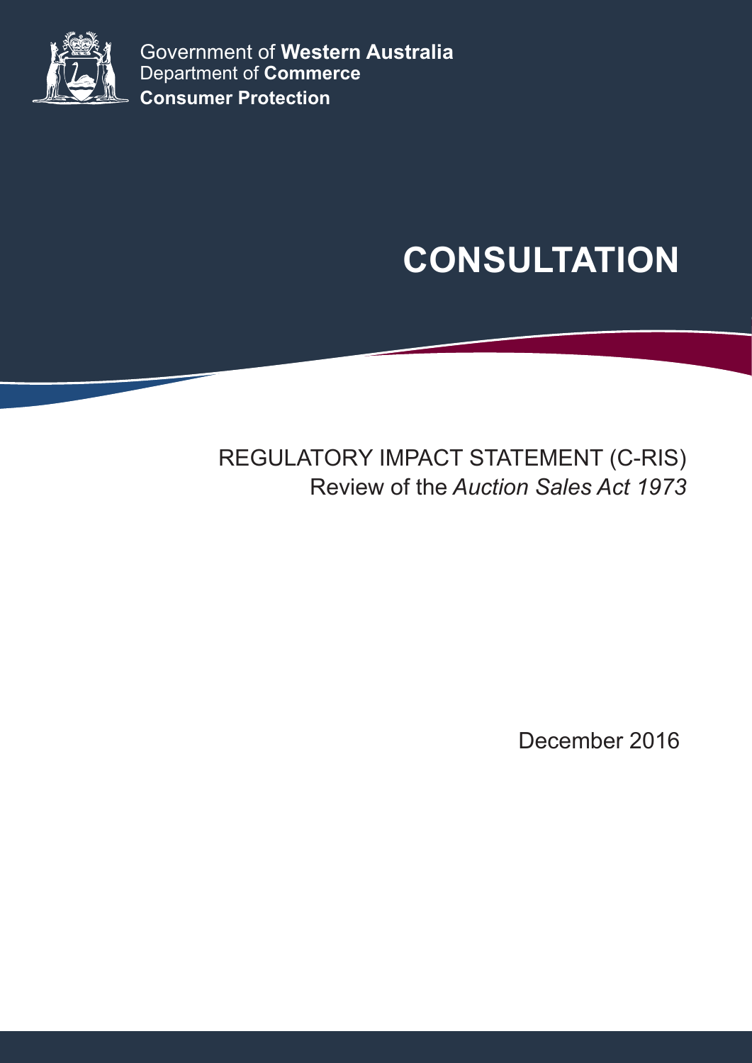Government of **Western Australia**
Department of **Commerce**
**Consumer Protection**

# CONSULTATION

## REGULATORY IMPACT STATEMENT (C-RIS)

Review of the *Auction Sales Act 1973*

December 2016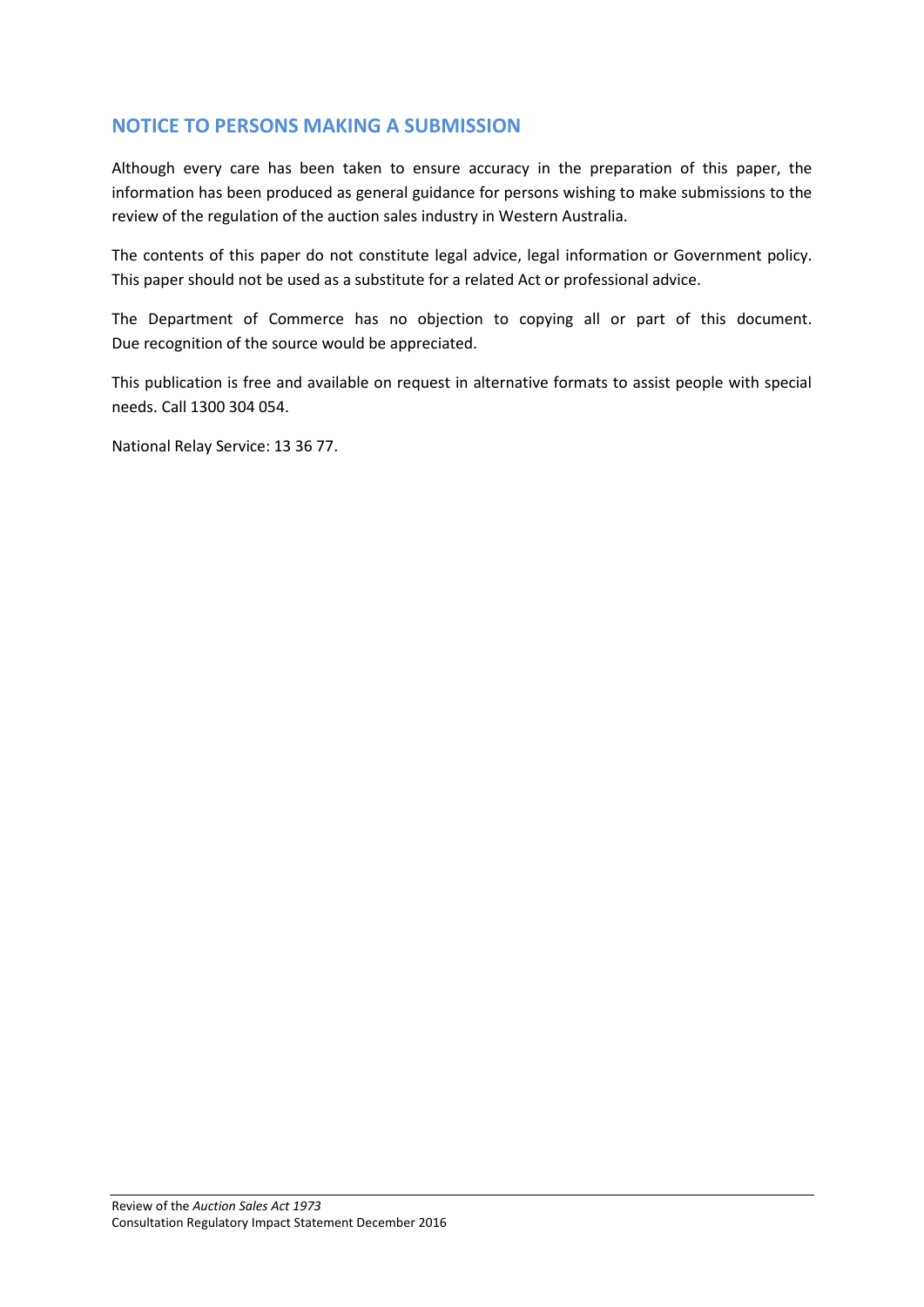## NOTICE TO PERSONS MAKING A SUBMISSION

Although every care has been taken to ensure accuracy in the preparation of this paper, the information has been produced as general guidance for persons wishing to make submissions to the review of the regulation of the auction sales industry in Western Australia.

The contents of this paper do not constitute legal advice, legal information or Government policy. This paper should not be used as a substitute for a related Act or professional advice.

The Department of Commerce has no objection to copying all or part of this document. Due recognition of the source would be appreciated.

This publication is free and available on request in alternative formats to assist people with special needs. Call 1300 304 054.

National Relay Service: 13 36 77.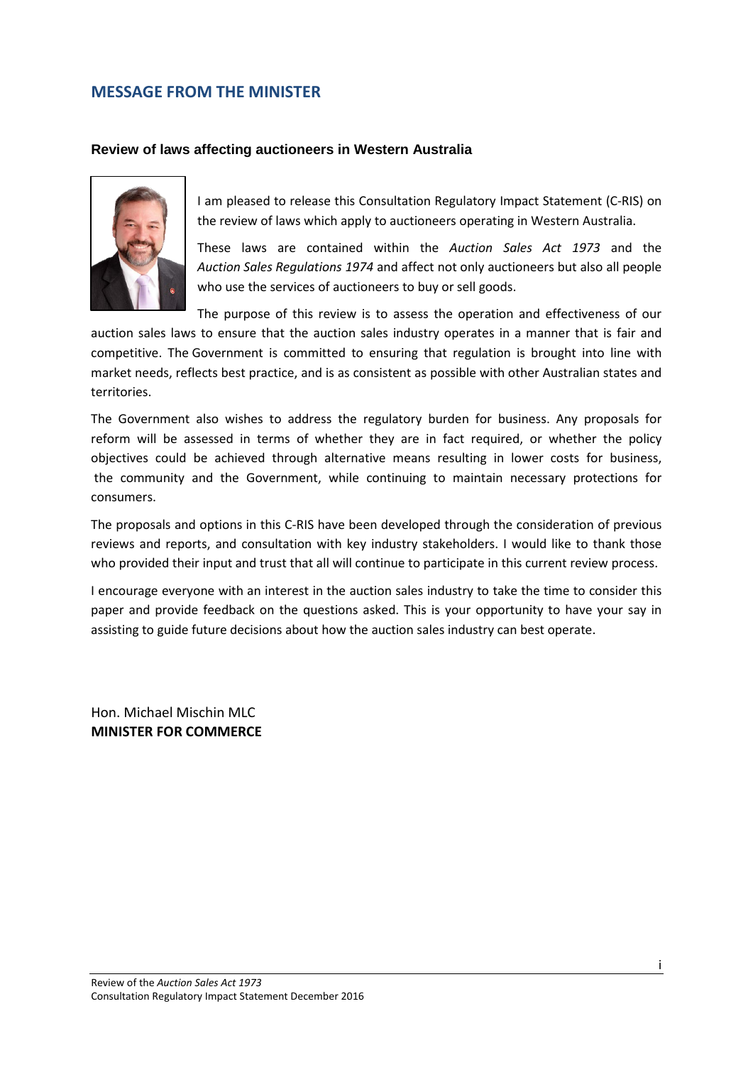## MESSAGE FROM THE MINISTER

### Review of laws affecting auctioneers in Western Australia

I am pleased to release this Consultation Regulatory Impact Statement (C-RIS) on the review of laws which apply to auctioneers operating in Western Australia.

These laws are contained within the *Auction Sales Act 1973* and the *Auction Sales Regulations 1974* and affect not only auctioneers but also all people who use the services of auctioneers to buy or sell goods.

The purpose of this review is to assess the operation and effectiveness of our auction sales laws to ensure that the auction sales industry operates in a manner that is fair and competitive. The Government is committed to ensuring that regulation is brought into line with market needs, reflects best practice, and is as consistent as possible with other Australian states and territories.

The Government also wishes to address the regulatory burden for business. Any proposals for reform will be assessed in terms of whether they are in fact required, or whether the policy objectives could be achieved through alternative means resulting in lower costs for business, the community and the Government, while continuing to maintain necessary protections for consumers.

The proposals and options in this C-RIS have been developed through the consideration of previous reviews and reports, and consultation with key industry stakeholders. I would like to thank those who provided their input and trust that all will continue to participate in this current review process.

I encourage everyone with an interest in the auction sales industry to take the time to consider this paper and provide feedback on the questions asked. This is your opportunity to have your say in assisting to guide future decisions about how the auction sales industry can best operate.

Hon. Michael Mischin MLC
**MINISTER FOR COMMERCE**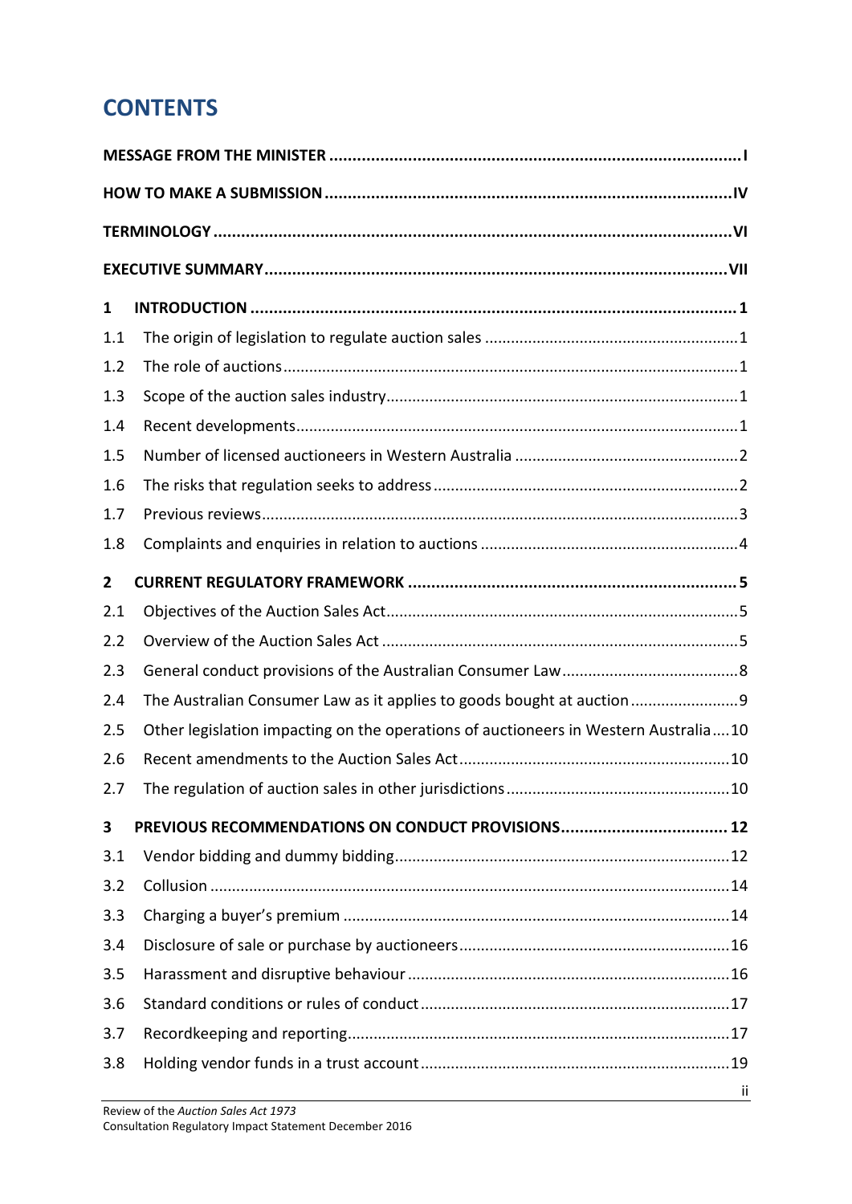# CONTENTS

**MESSAGE FROM THE MINISTER** ........ **I**

**HOW TO MAKE A SUBMISSION** ........ **IV**

**TERMINOLOGY** ........ **VI**

**EXECUTIVE SUMMARY** ........ **VII**

**1 INTRODUCTION** ........ **1**

1.1 The origin of legislation to regulate auction sales ........ 1

1.2 The role of auctions ........ 1

1.3 Scope of the auction sales industry ........ 1

1.4 Recent developments ........ 1

1.5 Number of licensed auctioneers in Western Australia ........ 2

1.6 The risks that regulation seeks to address ........ 2

1.7 Previous reviews ........ 3

1.8 Complaints and enquiries in relation to auctions ........ 4

**2 CURRENT REGULATORY FRAMEWORK** ........ **5**

2.1 Objectives of the Auction Sales Act ........ 5

2.2 Overview of the Auction Sales Act ........ 5

2.3 General conduct provisions of the Australian Consumer Law ........ 8

2.4 The Australian Consumer Law as it applies to goods bought at auction ........ 9

2.5 Other legislation impacting on the operations of auctioneers in Western Australia ........ 10

2.6 Recent amendments to the Auction Sales Act ........ 10

2.7 The regulation of auction sales in other jurisdictions ........ 10

**3 PREVIOUS RECOMMENDATIONS ON CONDUCT PROVISIONS** ........ **12**

3.1 Vendor bidding and dummy bidding ........ 12

3.2 Collusion ........ 14

3.3 Charging a buyer's premium ........ 14

3.4 Disclosure of sale or purchase by auctioneers ........ 16

3.5 Harassment and disruptive behaviour ........ 16

3.6 Standard conditions or rules of conduct ........ 17

3.7 Recordkeeping and reporting ........ 17

3.8 Holding vendor funds in a trust account ........ 19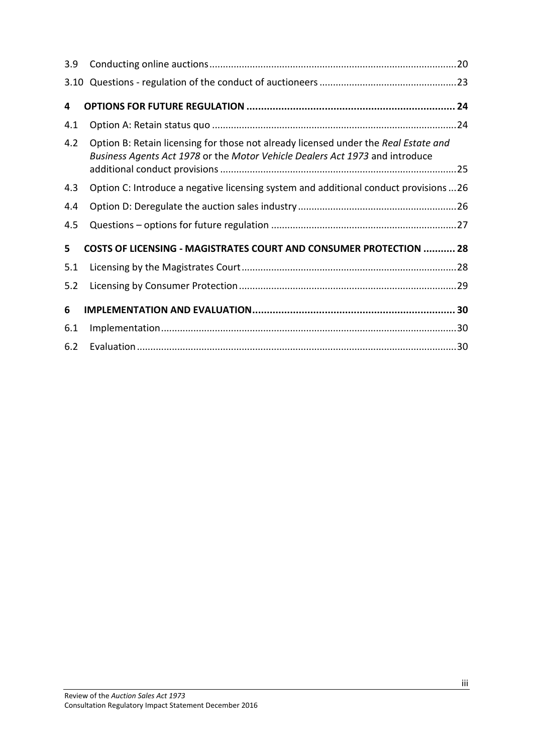| | | |
|---|---|---|
| 3.9 | Conducting online auctions | 20 |
| 3.10 | Questions - regulation of the conduct of auctioneers | 23 |
| **4** | **OPTIONS FOR FUTURE REGULATION** | **24** |
| 4.1 | Option A: Retain status quo | 24 |
| 4.2 | Option B: Retain licensing for those not already licensed under the *Real Estate and Business Agents Act 1978* or the *Motor Vehicle Dealers Act 1973* and introduce additional conduct provisions | 25 |
| 4.3 | Option C: Introduce a negative licensing system and additional conduct provisions | 26 |
| 4.4 | Option D: Deregulate the auction sales industry | 26 |
| 4.5 | Questions – options for future regulation | 27 |
| **5** | **COSTS OF LICENSING - MAGISTRATES COURT AND CONSUMER PROTECTION** | **28** |
| 5.1 | Licensing by the Magistrates Court | 28 |
| 5.2 | Licensing by Consumer Protection | 29 |
| **6** | **IMPLEMENTATION AND EVALUATION** | **30** |
| 6.1 | Implementation | 30 |
| 6.2 | Evaluation | 30 |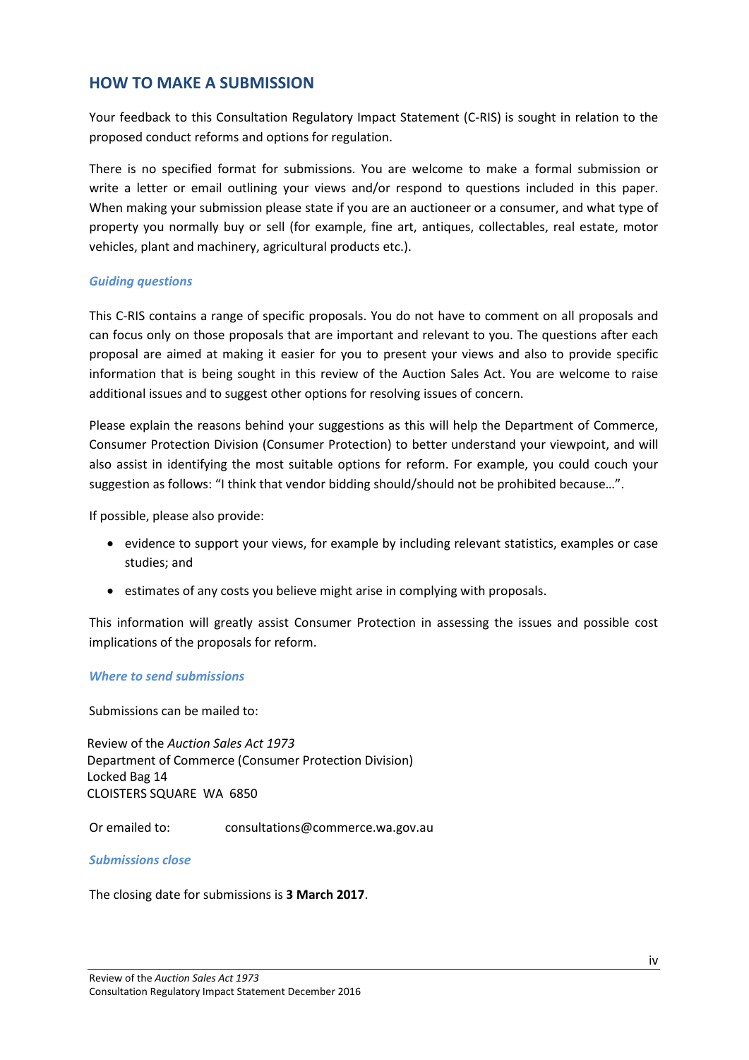## HOW TO MAKE A SUBMISSION

Your feedback to this Consultation Regulatory Impact Statement (C-RIS) is sought in relation to the proposed conduct reforms and options for regulation.

There is no specified format for submissions. You are welcome to make a formal submission or write a letter or email outlining your views and/or respond to questions included in this paper. When making your submission please state if you are an auctioneer or a consumer, and what type of property you normally buy or sell (for example, fine art, antiques, collectables, real estate, motor vehicles, plant and machinery, agricultural products etc.).

### *Guiding questions*

This C-RIS contains a range of specific proposals. You do not have to comment on all proposals and can focus only on those proposals that are important and relevant to you. The questions after each proposal are aimed at making it easier for you to present your views and also to provide specific information that is being sought in this review of the Auction Sales Act. You are welcome to raise additional issues and to suggest other options for resolving issues of concern.

Please explain the reasons behind your suggestions as this will help the Department of Commerce, Consumer Protection Division (Consumer Protection) to better understand your viewpoint, and will also assist in identifying the most suitable options for reform. For example, you could couch your suggestion as follows: "I think that vendor bidding should/should not be prohibited because…".

If possible, please also provide:

- evidence to support your views, for example by including relevant statistics, examples or case studies; and
- estimates of any costs you believe might arise in complying with proposals.

This information will greatly assist Consumer Protection in assessing the issues and possible cost implications of the proposals for reform.

### *Where to send submissions*

Submissions can be mailed to:

Review of the *Auction Sales Act 1973*
Department of Commerce (Consumer Protection Division)
Locked Bag 14
CLOISTERS SQUARE WA 6850

Or emailed to: consultations@commerce.wa.gov.au

### *Submissions close*

The closing date for submissions is **3 March 2017**.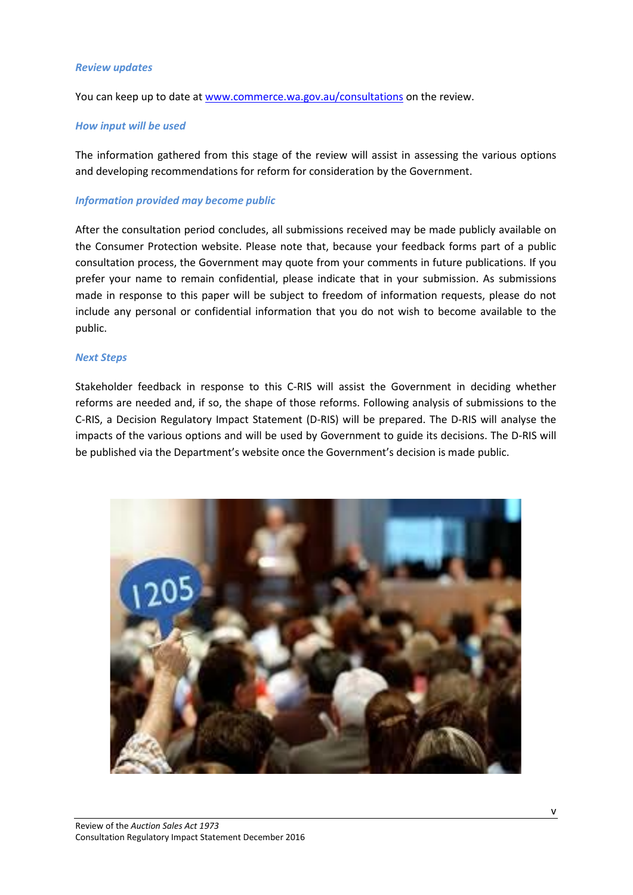### *Review updates*

You can keep up to date at [www.commerce.wa.gov.au/consultations](www.commerce.wa.gov.au/consultations) on the review.

### *How input will be used*

The information gathered from this stage of the review will assist in assessing the various options and developing recommendations for reform for consideration by the Government.

### *Information provided may become public*

After the consultation period concludes, all submissions received may be made publicly available on the Consumer Protection website. Please note that, because your feedback forms part of a public consultation process, the Government may quote from your comments in future publications. If you prefer your name to remain confidential, please indicate that in your submission. As submissions made in response to this paper will be subject to freedom of information requests, please do not include any personal or confidential information that you do not wish to become available to the public.

### *Next Steps*

Stakeholder feedback in response to this C-RIS will assist the Government in deciding whether reforms are needed and, if so, the shape of those reforms. Following analysis of submissions to the C-RIS, a Decision Regulatory Impact Statement (D-RIS) will be prepared. The D-RIS will analyse the impacts of the various options and will be used by Government to guide its decisions. The D-RIS will be published via the Department's website once the Government's decision is made public.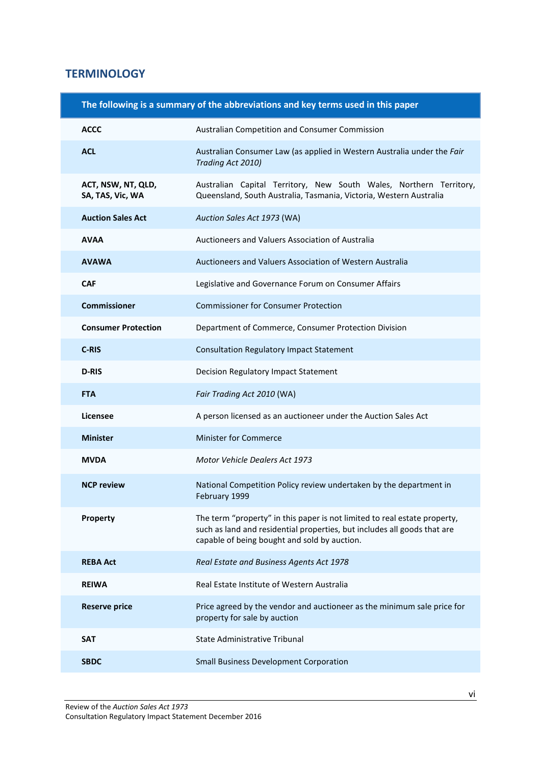## TERMINOLOGY

| The following is a summary of the abbreviations and key terms used in this paper | |
|---|---|
| **ACCC** | Australian Competition and Consumer Commission |
| **ACL** | Australian Consumer Law (as applied in Western Australia under the *Fair Trading Act 2010)* |
| **ACT, NSW, NT, QLD, SA, TAS, Vic, WA** | Australian Capital Territory, New South Wales, Northern Territory, Queensland, South Australia, Tasmania, Victoria, Western Australia |
| **Auction Sales Act** | *Auction Sales Act 1973* (WA) |
| **AVAA** | Auctioneers and Valuers Association of Australia |
| **AVAWA** | Auctioneers and Valuers Association of Western Australia |
| **CAF** | Legislative and Governance Forum on Consumer Affairs |
| **Commissioner** | Commissioner for Consumer Protection |
| **Consumer Protection** | Department of Commerce, Consumer Protection Division |
| **C-RIS** | Consultation Regulatory Impact Statement |
| **D-RIS** | Decision Regulatory Impact Statement |
| **FTA** | *Fair Trading Act 2010* (WA) |
| **Licensee** | A person licensed as an auctioneer under the Auction Sales Act |
| **Minister** | Minister for Commerce |
| **MVDA** | *Motor Vehicle Dealers Act 1973* |
| **NCP review** | National Competition Policy review undertaken by the department in February 1999 |
| **Property** | The term "property" in this paper is not limited to real estate property, such as land and residential properties, but includes all goods that are capable of being bought and sold by auction. |
| **REBA Act** | *Real Estate and Business Agents Act 1978* |
| **REIWA** | Real Estate Institute of Western Australia |
| **Reserve price** | Price agreed by the vendor and auctioneer as the minimum sale price for property for sale by auction |
| **SAT** | State Administrative Tribunal |
| **SBDC** | Small Business Development Corporation |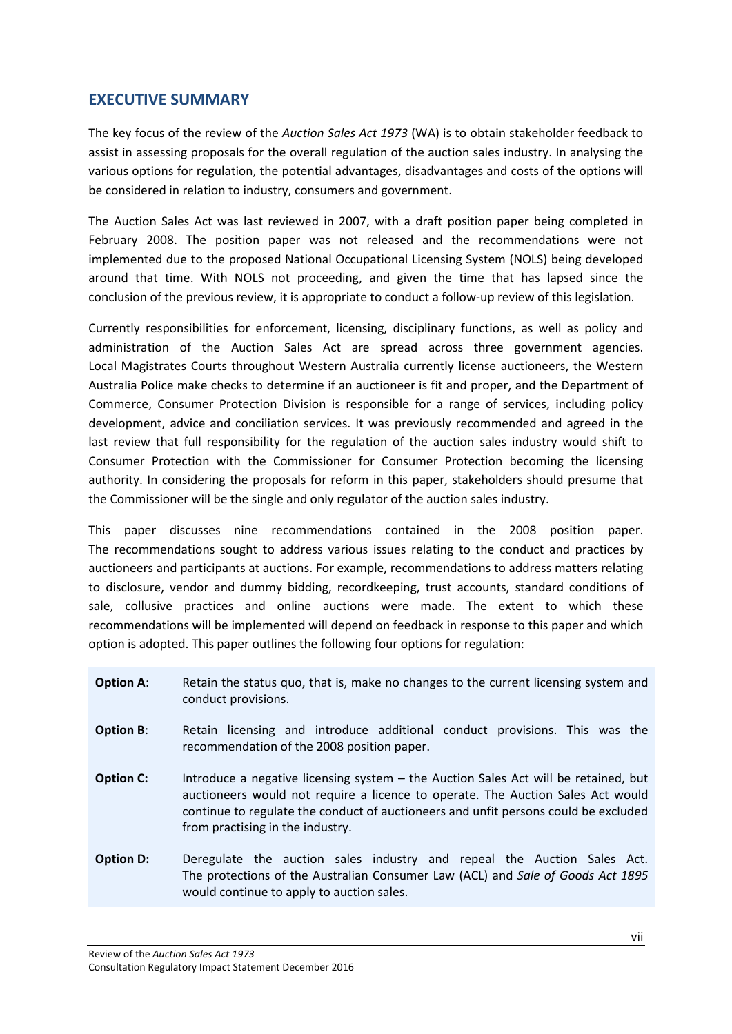## EXECUTIVE SUMMARY

The key focus of the review of the *Auction Sales Act 1973* (WA) is to obtain stakeholder feedback to assist in assessing proposals for the overall regulation of the auction sales industry. In analysing the various options for regulation, the potential advantages, disadvantages and costs of the options will be considered in relation to industry, consumers and government.

The Auction Sales Act was last reviewed in 2007, with a draft position paper being completed in February 2008. The position paper was not released and the recommendations were not implemented due to the proposed National Occupational Licensing System (NOLS) being developed around that time. With NOLS not proceeding, and given the time that has lapsed since the conclusion of the previous review, it is appropriate to conduct a follow-up review of this legislation.

Currently responsibilities for enforcement, licensing, disciplinary functions, as well as policy and administration of the Auction Sales Act are spread across three government agencies. Local Magistrates Courts throughout Western Australia currently license auctioneers, the Western Australia Police make checks to determine if an auctioneer is fit and proper, and the Department of Commerce, Consumer Protection Division is responsible for a range of services, including policy development, advice and conciliation services. It was previously recommended and agreed in the last review that full responsibility for the regulation of the auction sales industry would shift to Consumer Protection with the Commissioner for Consumer Protection becoming the licensing authority. In considering the proposals for reform in this paper, stakeholders should presume that the Commissioner will be the single and only regulator of the auction sales industry.

This paper discusses nine recommendations contained in the 2008 position paper. The recommendations sought to address various issues relating to the conduct and practices by auctioneers and participants at auctions. For example, recommendations to address matters relating to disclosure, vendor and dummy bidding, recordkeeping, trust accounts, standard conditions of sale, collusive practices and online auctions were made. The extent to which these recommendations will be implemented will depend on feedback in response to this paper and which option is adopted. This paper outlines the following four options for regulation:

| | |
|---|---|
| **Option A**: | Retain the status quo, that is, make no changes to the current licensing system and conduct provisions. |
| **Option B**: | Retain licensing and introduce additional conduct provisions. This was the recommendation of the 2008 position paper. |
| **Option C:** | Introduce a negative licensing system – the Auction Sales Act will be retained, but auctioneers would not require a licence to operate. The Auction Sales Act would continue to regulate the conduct of auctioneers and unfit persons could be excluded from practising in the industry. |
| **Option D:** | Deregulate the auction sales industry and repeal the Auction Sales Act. The protections of the Australian Consumer Law (ACL) and *Sale of Goods Act 1895* would continue to apply to auction sales. |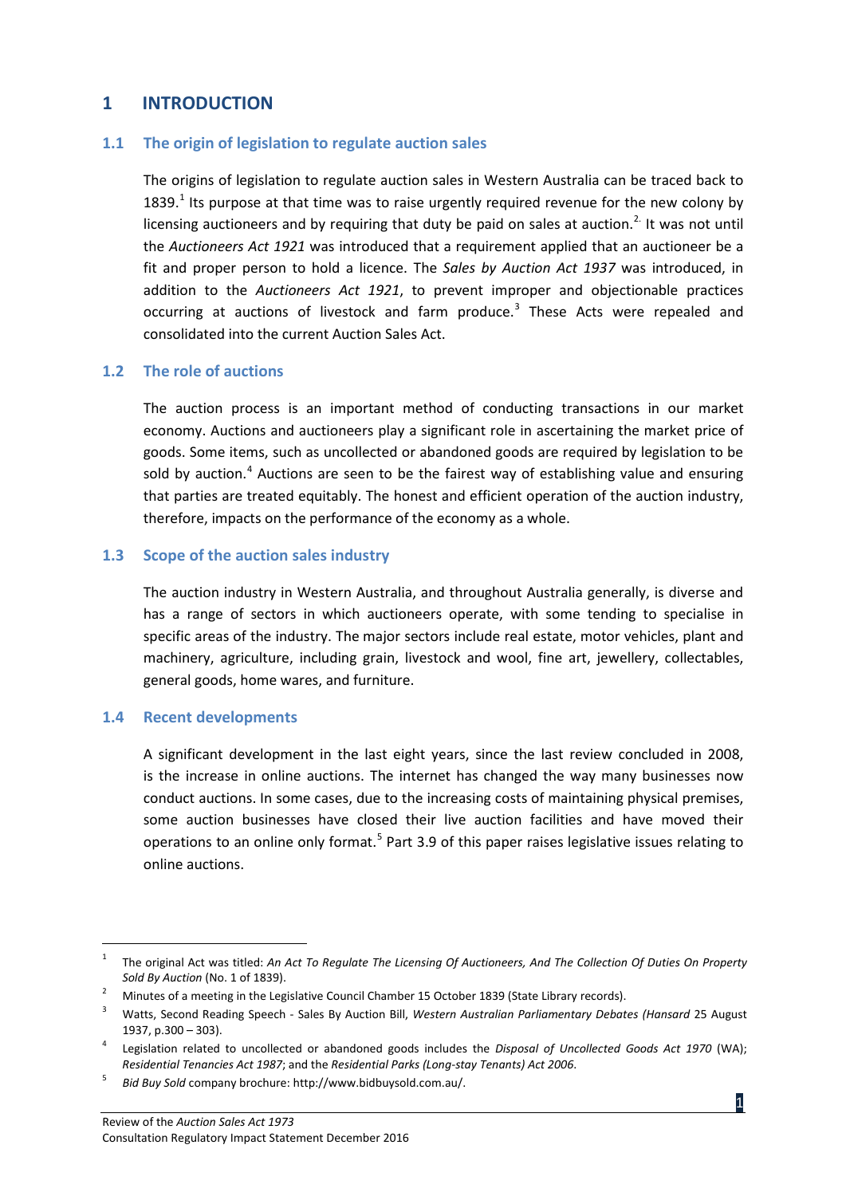# 1 INTRODUCTION

## 1.1 The origin of legislation to regulate auction sales

The origins of legislation to regulate auction sales in Western Australia can be traced back to 1839.[1] Its purpose at that time was to raise urgently required revenue for the new colony by licensing auctioneers and by requiring that duty be paid on sales at auction.[2] It was not until the *Auctioneers Act 1921* was introduced that a requirement applied that an auctioneer be a fit and proper person to hold a licence. The *Sales by Auction Act 1937* was introduced, in addition to the *Auctioneers Act 1921*, to prevent improper and objectionable practices occurring at auctions of livestock and farm produce.[3] These Acts were repealed and consolidated into the current Auction Sales Act.

## 1.2 The role of auctions

The auction process is an important method of conducting transactions in our market economy. Auctions and auctioneers play a significant role in ascertaining the market price of goods. Some items, such as uncollected or abandoned goods are required by legislation to be sold by auction.[4] Auctions are seen to be the fairest way of establishing value and ensuring that parties are treated equitably. The honest and efficient operation of the auction industry, therefore, impacts on the performance of the economy as a whole.

## 1.3 Scope of the auction sales industry

The auction industry in Western Australia, and throughout Australia generally, is diverse and has a range of sectors in which auctioneers operate, with some tending to specialise in specific areas of the industry. The major sectors include real estate, motor vehicles, plant and machinery, agriculture, including grain, livestock and wool, fine art, jewellery, collectables, general goods, home wares, and furniture.

## 1.4 Recent developments

A significant development in the last eight years, since the last review concluded in 2008, is the increase in online auctions. The internet has changed the way many businesses now conduct auctions. In some cases, due to the increasing costs of maintaining physical premises, some auction businesses have closed their live auction facilities and have moved their operations to an online only format.[5] Part 3.9 of this paper raises legislative issues relating to online auctions.

---

[1] The original Act was titled: *An Act To Regulate The Licensing Of Auctioneers, And The Collection Of Duties On Property Sold By Auction* (No. 1 of 1839).

[2] Minutes of a meeting in the Legislative Council Chamber 15 October 1839 (State Library records).

[3] Watts, Second Reading Speech - Sales By Auction Bill, *Western Australian Parliamentary Debates* (*Hansard* 25 August 1937, p.300 – 303).

[4] Legislation related to uncollected or abandoned goods includes the *Disposal of Uncollected Goods Act 1970* (WA); *Residential Tenancies Act 1987*; and the *Residential Parks (Long-stay Tenants) Act 2006*.

[5] *Bid Buy Sold* company brochure: http://www.bidbuysold.com.au/.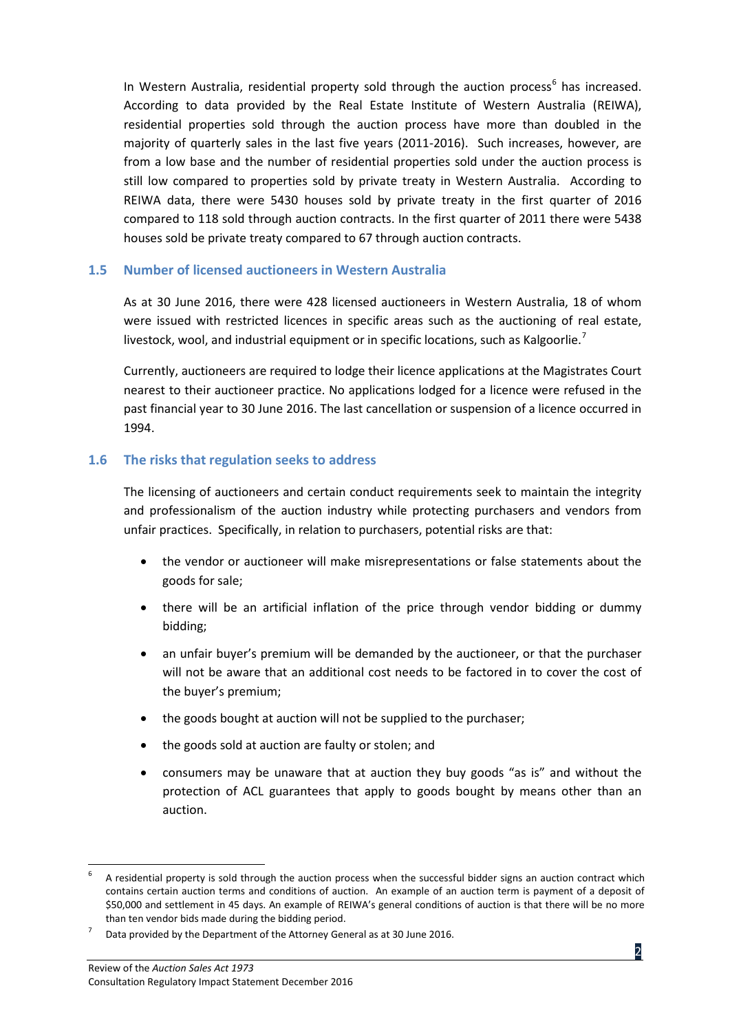In Western Australia, residential property sold through the auction process[6] has increased. According to data provided by the Real Estate Institute of Western Australia (REIWA), residential properties sold through the auction process have more than doubled in the majority of quarterly sales in the last five years (2011-2016). Such increases, however, are from a low base and the number of residential properties sold under the auction process is still low compared to properties sold by private treaty in Western Australia. According to REIWA data, there were 5430 houses sold by private treaty in the first quarter of 2016 compared to 118 sold through auction contracts. In the first quarter of 2011 there were 5438 houses sold be private treaty compared to 67 through auction contracts.

### 1.5 Number of licensed auctioneers in Western Australia

As at 30 June 2016, there were 428 licensed auctioneers in Western Australia, 18 of whom were issued with restricted licences in specific areas such as the auctioning of real estate, livestock, wool, and industrial equipment or in specific locations, such as Kalgoorlie.[7]

Currently, auctioneers are required to lodge their licence applications at the Magistrates Court nearest to their auctioneer practice. No applications lodged for a licence were refused in the past financial year to 30 June 2016. The last cancellation or suspension of a licence occurred in 1994.

### 1.6 The risks that regulation seeks to address

The licensing of auctioneers and certain conduct requirements seek to maintain the integrity and professionalism of the auction industry while protecting purchasers and vendors from unfair practices. Specifically, in relation to purchasers, potential risks are that:

- the vendor or auctioneer will make misrepresentations or false statements about the goods for sale;
- there will be an artificial inflation of the price through vendor bidding or dummy bidding;
- an unfair buyer's premium will be demanded by the auctioneer, or that the purchaser will not be aware that an additional cost needs to be factored in to cover the cost of the buyer's premium;
- the goods bought at auction will not be supplied to the purchaser;
- the goods sold at auction are faulty or stolen; and
- consumers may be unaware that at auction they buy goods "as is" and without the protection of ACL guarantees that apply to goods bought by means other than an auction.

---

[6] A residential property is sold through the auction process when the successful bidder signs an auction contract which contains certain auction terms and conditions of auction. An example of an auction term is payment of a deposit of $50,000 and settlement in 45 days. An example of REIWA's general conditions of auction is that there will be no more than ten vendor bids made during the bidding period.

[7] Data provided by the Department of the Attorney General as at 30 June 2016.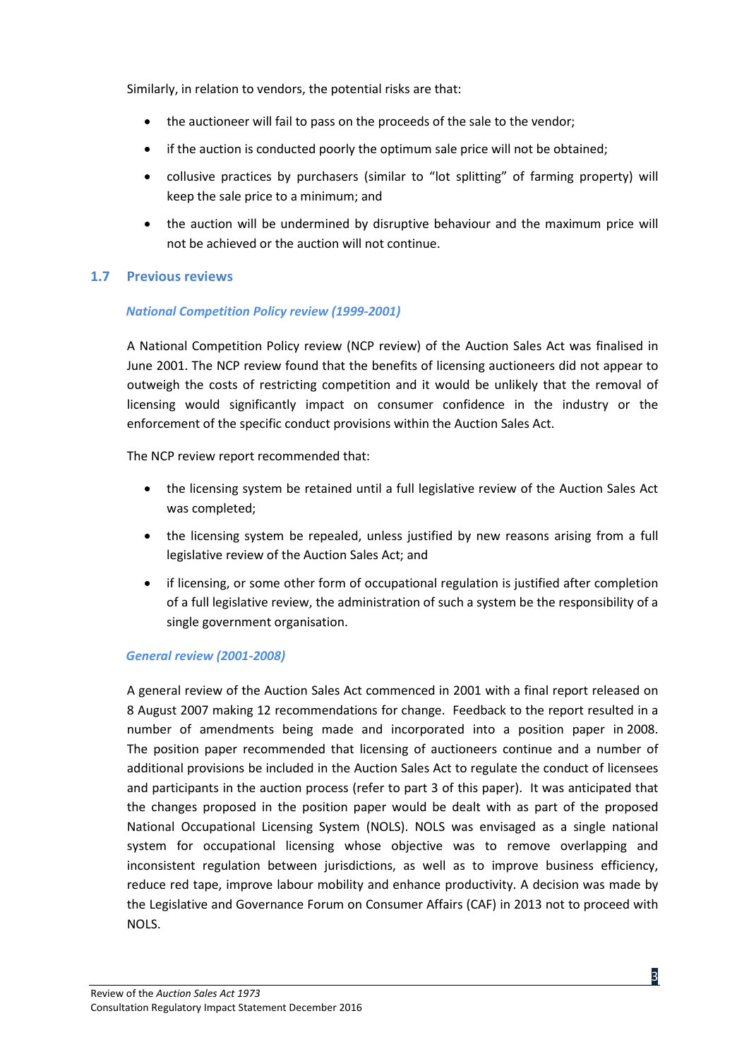Similarly, in relation to vendors, the potential risks are that:

- the auctioneer will fail to pass on the proceeds of the sale to the vendor;
- if the auction is conducted poorly the optimum sale price will not be obtained;
- collusive practices by purchasers (similar to "lot splitting" of farming property) will keep the sale price to a minimum; and
- the auction will be undermined by disruptive behaviour and the maximum price will not be achieved or the auction will not continue.

## 1.7 Previous reviews

### *National Competition Policy review (1999-2001)*

A National Competition Policy review (NCP review) of the Auction Sales Act was finalised in June 2001. The NCP review found that the benefits of licensing auctioneers did not appear to outweigh the costs of restricting competition and it would be unlikely that the removal of licensing would significantly impact on consumer confidence in the industry or the enforcement of the specific conduct provisions within the Auction Sales Act.

The NCP review report recommended that:

- the licensing system be retained until a full legislative review of the Auction Sales Act was completed;
- the licensing system be repealed, unless justified by new reasons arising from a full legislative review of the Auction Sales Act; and
- if licensing, or some other form of occupational regulation is justified after completion of a full legislative review, the administration of such a system be the responsibility of a single government organisation.

### *General review (2001-2008)*

A general review of the Auction Sales Act commenced in 2001 with a final report released on 8 August 2007 making 12 recommendations for change. Feedback to the report resulted in a number of amendments being made and incorporated into a position paper in 2008. The position paper recommended that licensing of auctioneers continue and a number of additional provisions be included in the Auction Sales Act to regulate the conduct of licensees and participants in the auction process (refer to part 3 of this paper). It was anticipated that the changes proposed in the position paper would be dealt with as part of the proposed National Occupational Licensing System (NOLS). NOLS was envisaged as a single national system for occupational licensing whose objective was to remove overlapping and inconsistent regulation between jurisdictions, as well as to improve business efficiency, reduce red tape, improve labour mobility and enhance productivity. A decision was made by the Legislative and Governance Forum on Consumer Affairs (CAF) in 2013 not to proceed with NOLS.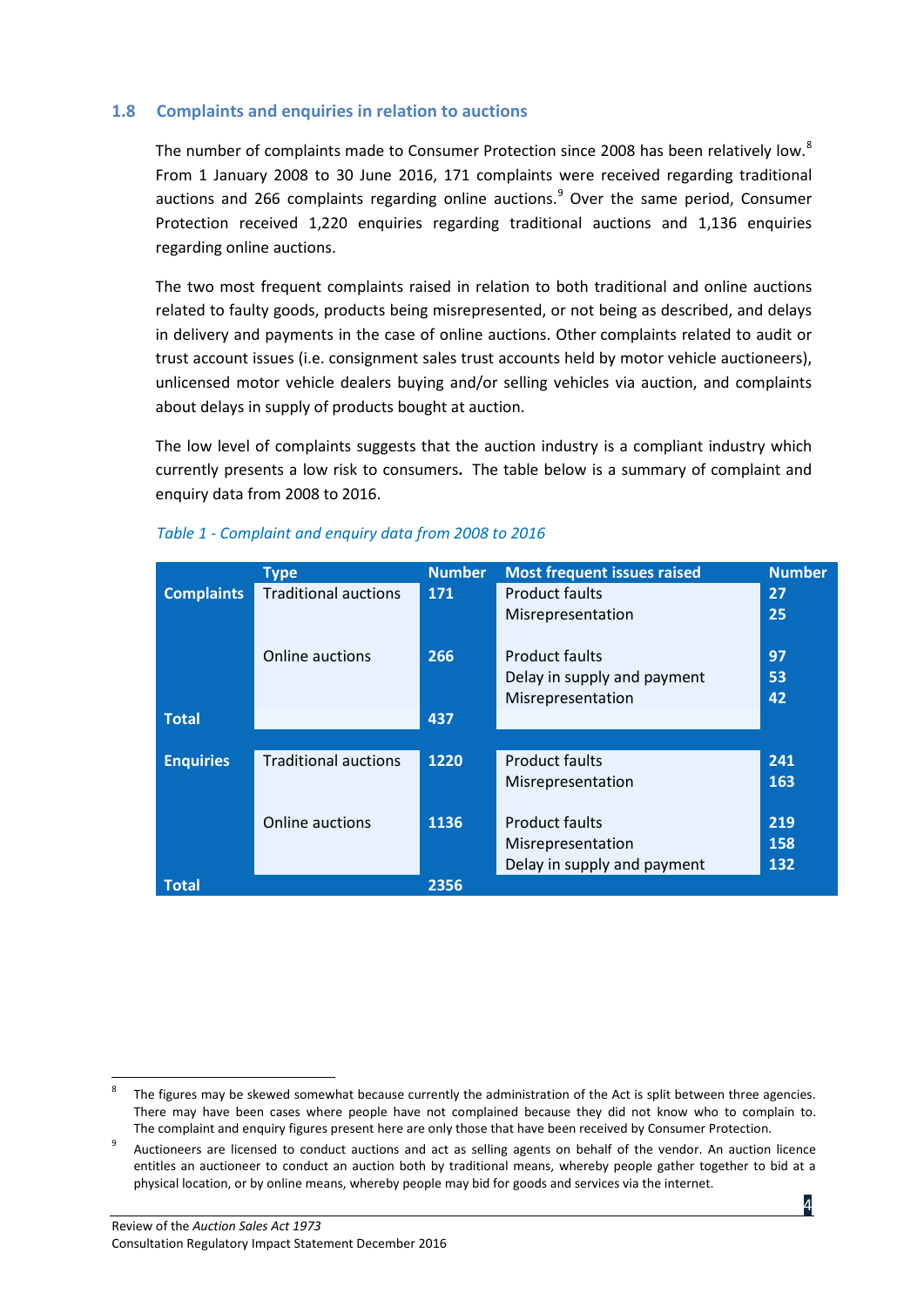## 1.8 Complaints and enquiries in relation to auctions

The number of complaints made to Consumer Protection since 2008 has been relatively low.[8] From 1 January 2008 to 30 June 2016, 171 complaints were received regarding traditional auctions and 266 complaints regarding online auctions.[9] Over the same period, Consumer Protection received 1,220 enquiries regarding traditional auctions and 1,136 enquiries regarding online auctions.

The two most frequent complaints raised in relation to both traditional and online auctions related to faulty goods, products being misrepresented, or not being as described, and delays in delivery and payments in the case of online auctions. Other complaints related to audit or trust account issues (i.e. consignment sales trust accounts held by motor vehicle auctioneers), unlicensed motor vehicle dealers buying and/or selling vehicles via auction, and complaints about delays in supply of products bought at auction.

The low level of complaints suggests that the auction industry is a compliant industry which currently presents a low risk to consumers**.** The table below is a summary of complaint and enquiry data from 2008 to 2016.

*Table 1 - Complaint and enquiry data from 2008 to 2016*

| | Type | Number | Most frequent issues raised | Number |
|---|---|---|---|---|
| **Complaints** | Traditional auctions | **171** | Product faults<br>Misrepresentation | **27**<br>**25** |
| | Online auctions | **266** | Product faults<br>Delay in supply and payment<br>Misrepresentation | **97**<br>**53**<br>**42** |
| **Total** | | **437** | | |
| **Enquiries** | Traditional auctions | **1220** | Product faults<br>Misrepresentation | **241**<br>**163** |
| | Online auctions | **1136** | Product faults<br>Misrepresentation<br>Delay in supply and payment | **219**<br>**158**<br>**132** |
| **Total** | | **2356** | | |

[8] The figures may be skewed somewhat because currently the administration of the Act is split between three agencies. There may have been cases where people have not complained because they did not know who to complain to. The complaint and enquiry figures present here are only those that have been received by Consumer Protection.

[9] Auctioneers are licensed to conduct auctions and act as selling agents on behalf of the vendor. An auction licence entitles an auctioneer to conduct an auction both by traditional means, whereby people gather together to bid at a physical location, or by online means, whereby people may bid for goods and services via the internet.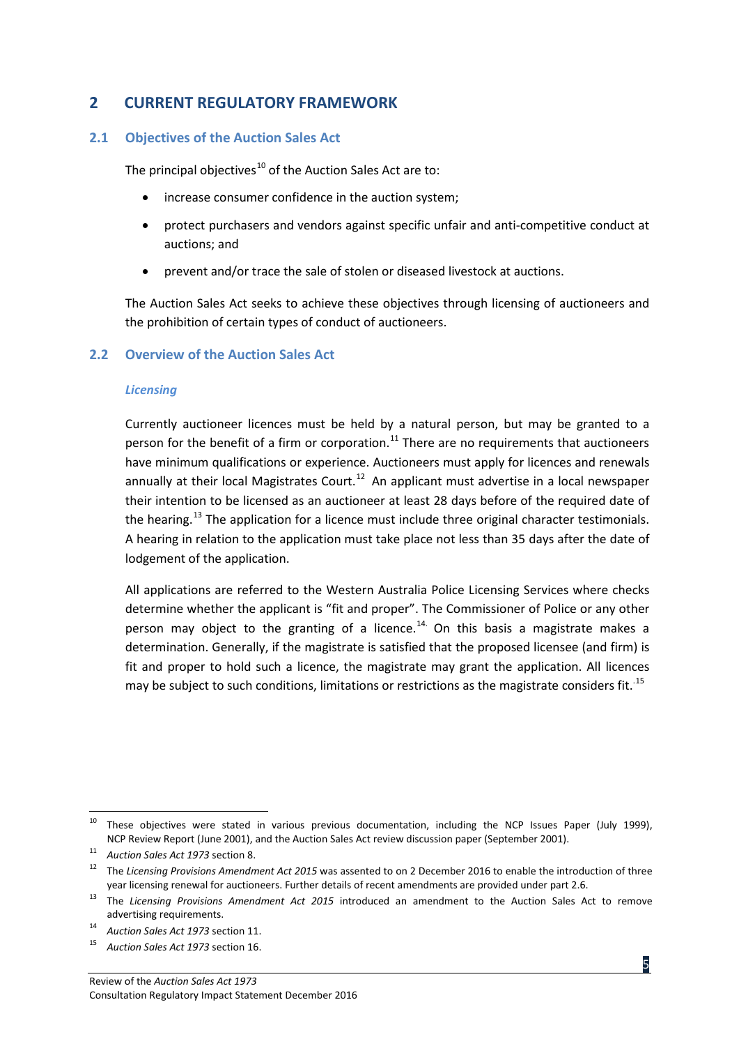## 2 CURRENT REGULATORY FRAMEWORK

### 2.1 Objectives of the Auction Sales Act

The principal objectives[10] of the Auction Sales Act are to:

- increase consumer confidence in the auction system;
- protect purchasers and vendors against specific unfair and anti-competitive conduct at auctions; and
- prevent and/or trace the sale of stolen or diseased livestock at auctions.

The Auction Sales Act seeks to achieve these objectives through licensing of auctioneers and the prohibition of certain types of conduct of auctioneers.

### 2.2 Overview of the Auction Sales Act

#### *Licensing*

Currently auctioneer licences must be held by a natural person, but may be granted to a person for the benefit of a firm or corporation.[11] There are no requirements that auctioneers have minimum qualifications or experience. Auctioneers must apply for licences and renewals annually at their local Magistrates Court.[12] An applicant must advertise in a local newspaper their intention to be licensed as an auctioneer at least 28 days before of the required date of the hearing.[13] The application for a licence must include three original character testimonials. A hearing in relation to the application must take place not less than 35 days after the date of lodgement of the application.

All applications are referred to the Western Australia Police Licensing Services where checks determine whether the applicant is "fit and proper". The Commissioner of Police or any other person may object to the granting of a licence.[14] On this basis a magistrate makes a determination. Generally, if the magistrate is satisfied that the proposed licensee (and firm) is fit and proper to hold such a licence, the magistrate may grant the application. All licences may be subject to such conditions, limitations or restrictions as the magistrate considers fit.[15]

---

[10] These objectives were stated in various previous documentation, including the NCP Issues Paper (July 1999), NCP Review Report (June 2001), and the Auction Sales Act review discussion paper (September 2001).

[11] *Auction Sales Act 1973* section 8.

[12] The *Licensing Provisions Amendment Act 2015* was assented to on 2 December 2016 to enable the introduction of three year licensing renewal for auctioneers. Further details of recent amendments are provided under part 2.6.

[13] The *Licensing Provisions Amendment Act 2015* introduced an amendment to the Auction Sales Act to remove advertising requirements.

[14] *Auction Sales Act 1973* section 11.

[15] *Auction Sales Act 1973* section 16.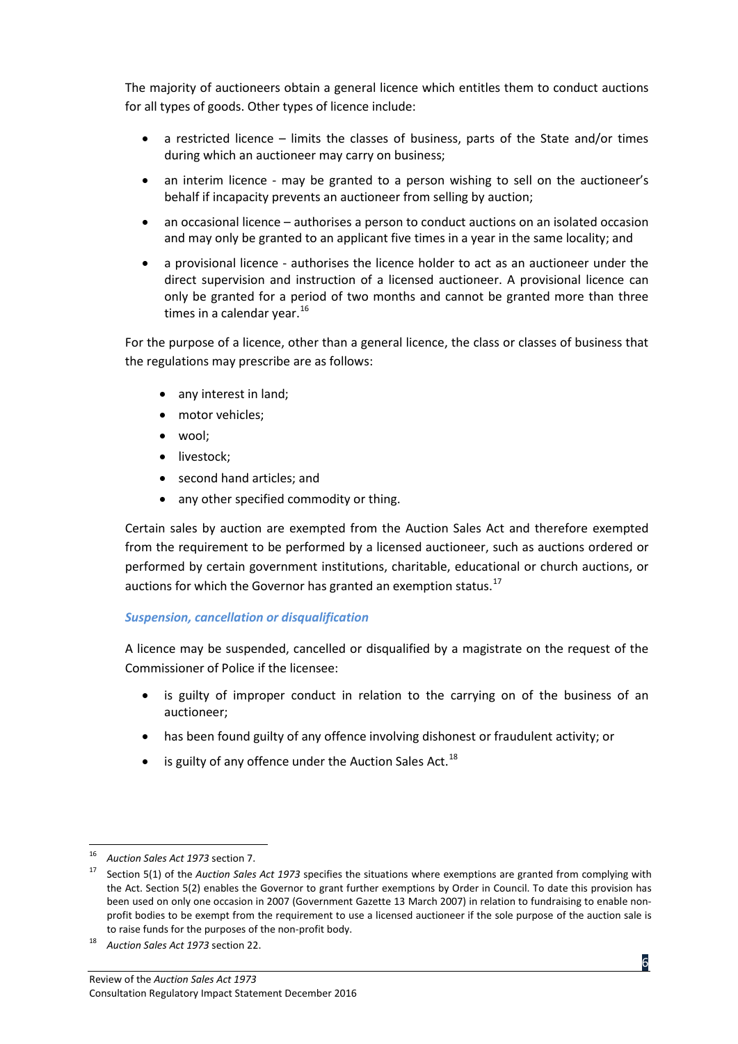The majority of auctioneers obtain a general licence which entitles them to conduct auctions for all types of goods. Other types of licence include:

- a restricted licence – limits the classes of business, parts of the State and/or times during which an auctioneer may carry on business;
- an interim licence - may be granted to a person wishing to sell on the auctioneer's behalf if incapacity prevents an auctioneer from selling by auction;
- an occasional licence – authorises a person to conduct auctions on an isolated occasion and may only be granted to an applicant five times in a year in the same locality; and
- a provisional licence - authorises the licence holder to act as an auctioneer under the direct supervision and instruction of a licensed auctioneer. A provisional licence can only be granted for a period of two months and cannot be granted more than three times in a calendar year.[16]

For the purpose of a licence, other than a general licence, the class or classes of business that the regulations may prescribe are as follows:

- any interest in land;
- motor vehicles;
- wool;
- livestock;
- second hand articles; and
- any other specified commodity or thing.

Certain sales by auction are exempted from the Auction Sales Act and therefore exempted from the requirement to be performed by a licensed auctioneer, such as auctions ordered or performed by certain government institutions, charitable, educational or church auctions, or auctions for which the Governor has granted an exemption status.[17]

### *Suspension, cancellation or disqualification*

A licence may be suspended, cancelled or disqualified by a magistrate on the request of the Commissioner of Police if the licensee:

- is guilty of improper conduct in relation to the carrying on of the business of an auctioneer;
- has been found guilty of any offence involving dishonest or fraudulent activity; or
- is guilty of any offence under the Auction Sales Act.[18]

---

[16] *Auction Sales Act 1973* section 7.

[17] Section 5(1) of the *Auction Sales Act 1973* specifies the situations where exemptions are granted from complying with the Act. Section 5(2) enables the Governor to grant further exemptions by Order in Council. To date this provision has been used on only one occasion in 2007 (Government Gazette 13 March 2007) in relation to fundraising to enable non-profit bodies to be exempt from the requirement to use a licensed auctioneer if the sole purpose of the auction sale is to raise funds for the purposes of the non-profit body.

[18] *Auction Sales Act 1973* section 22.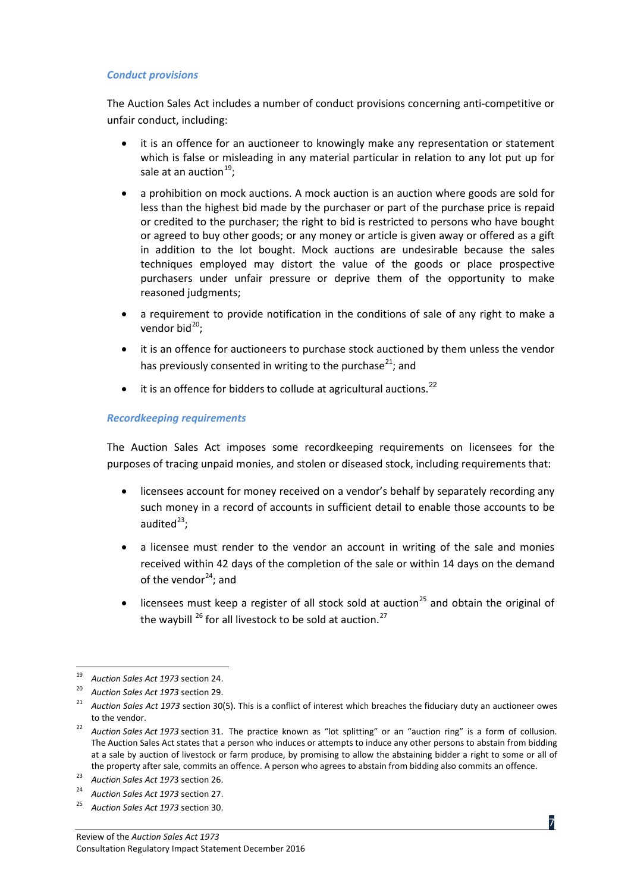### *Conduct provisions*

The Auction Sales Act includes a number of conduct provisions concerning anti-competitive or unfair conduct, including:

- it is an offence for an auctioneer to knowingly make any representation or statement which is false or misleading in any material particular in relation to any lot put up for sale at an auction[19];
- a prohibition on mock auctions. A mock auction is an auction where goods are sold for less than the highest bid made by the purchaser or part of the purchase price is repaid or credited to the purchaser; the right to bid is restricted to persons who have bought or agreed to buy other goods; or any money or article is given away or offered as a gift in addition to the lot bought. Mock auctions are undesirable because the sales techniques employed may distort the value of the goods or place prospective purchasers under unfair pressure or deprive them of the opportunity to make reasoned judgments;
- a requirement to provide notification in the conditions of sale of any right to make a vendor bid[20];
- it is an offence for auctioneers to purchase stock auctioned by them unless the vendor has previously consented in writing to the purchase[21]; and
- it is an offence for bidders to collude at agricultural auctions.[22]

### *Recordkeeping requirements*

The Auction Sales Act imposes some recordkeeping requirements on licensees for the purposes of tracing unpaid monies, and stolen or diseased stock, including requirements that:

- licensees account for money received on a vendor's behalf by separately recording any such money in a record of accounts in sufficient detail to enable those accounts to be audited[23];
- a licensee must render to the vendor an account in writing of the sale and monies received within 42 days of the completion of the sale or within 14 days on the demand of the vendor[24]; and
- licensees must keep a register of all stock sold at auction[25] and obtain the original of the waybill [26] for all livestock to be sold at auction.[27]

---

[19] *Auction Sales Act 1973* section 24.

[20] *Auction Sales Act 1973* section 29.

[21] *Auction Sales Act 1973* section 30(5). This is a conflict of interest which breaches the fiduciary duty an auctioneer owes to the vendor.

[22] *Auction Sales Act 1973* section 31. The practice known as "lot splitting" or an "auction ring" is a form of collusion. The Auction Sales Act states that a person who induces or attempts to induce any other persons to abstain from bidding at a sale by auction of livestock or farm produce, by promising to allow the abstaining bidder a right to some or all of the property after sale, commits an offence. A person who agrees to abstain from bidding also commits an offence.

[23] *Auction Sales Act 1973* section 26.

[24] *Auction Sales Act 1973* section 27.

[25] *Auction Sales Act 1973* section 30.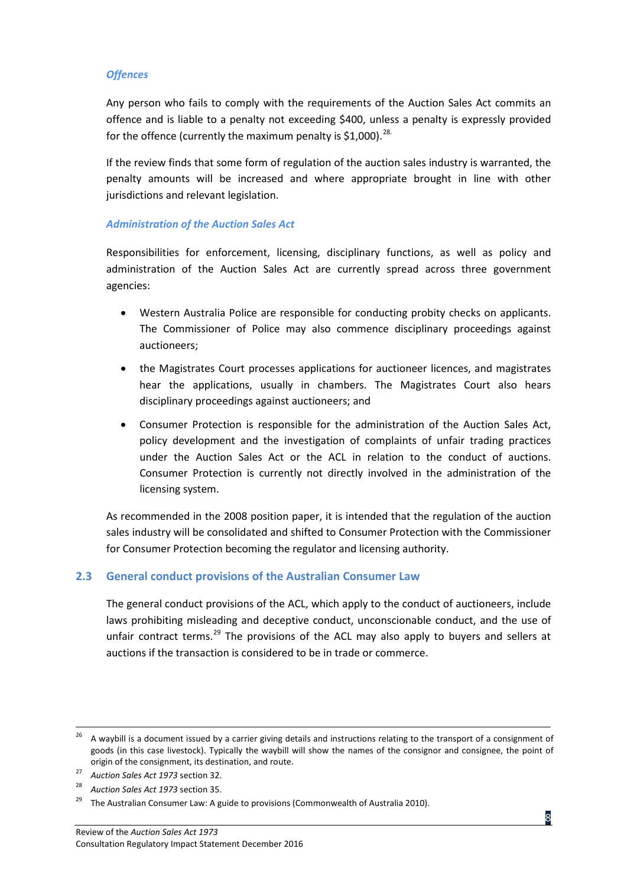*Offences*

Any person who fails to comply with the requirements of the Auction Sales Act commits an offence and is liable to a penalty not exceeding $400, unless a penalty is expressly provided for the offence (currently the maximum penalty is $1,000).[28.]

If the review finds that some form of regulation of the auction sales industry is warranted, the penalty amounts will be increased and where appropriate brought in line with other jurisdictions and relevant legislation.

*Administration of the Auction Sales Act*

Responsibilities for enforcement, licensing, disciplinary functions, as well as policy and administration of the Auction Sales Act are currently spread across three government agencies:

- Western Australia Police are responsible for conducting probity checks on applicants. The Commissioner of Police may also commence disciplinary proceedings against auctioneers;
- the Magistrates Court processes applications for auctioneer licences, and magistrates hear the applications, usually in chambers. The Magistrates Court also hears disciplinary proceedings against auctioneers; and
- Consumer Protection is responsible for the administration of the Auction Sales Act, policy development and the investigation of complaints of unfair trading practices under the Auction Sales Act or the ACL in relation to the conduct of auctions. Consumer Protection is currently not directly involved in the administration of the licensing system.

As recommended in the 2008 position paper, it is intended that the regulation of the auction sales industry will be consolidated and shifted to Consumer Protection with the Commissioner for Consumer Protection becoming the regulator and licensing authority.

## 2.3 General conduct provisions of the Australian Consumer Law

The general conduct provisions of the ACL, which apply to the conduct of auctioneers, include laws prohibiting misleading and deceptive conduct, unconscionable conduct, and the use of unfair contract terms.[29] The provisions of the ACL may also apply to buyers and sellers at auctions if the transaction is considered to be in trade or commerce.

---

[26] A waybill is a document issued by a carrier giving details and instructions relating to the transport of a consignment of goods (in this case livestock). Typically the waybill will show the names of the consignor and consignee, the point of origin of the consignment, its destination, and route.

[27] *Auction Sales Act 1973* section 32.

[28] *Auction Sales Act 1973* section 35.

[29] The Australian Consumer Law: A guide to provisions (Commonwealth of Australia 2010).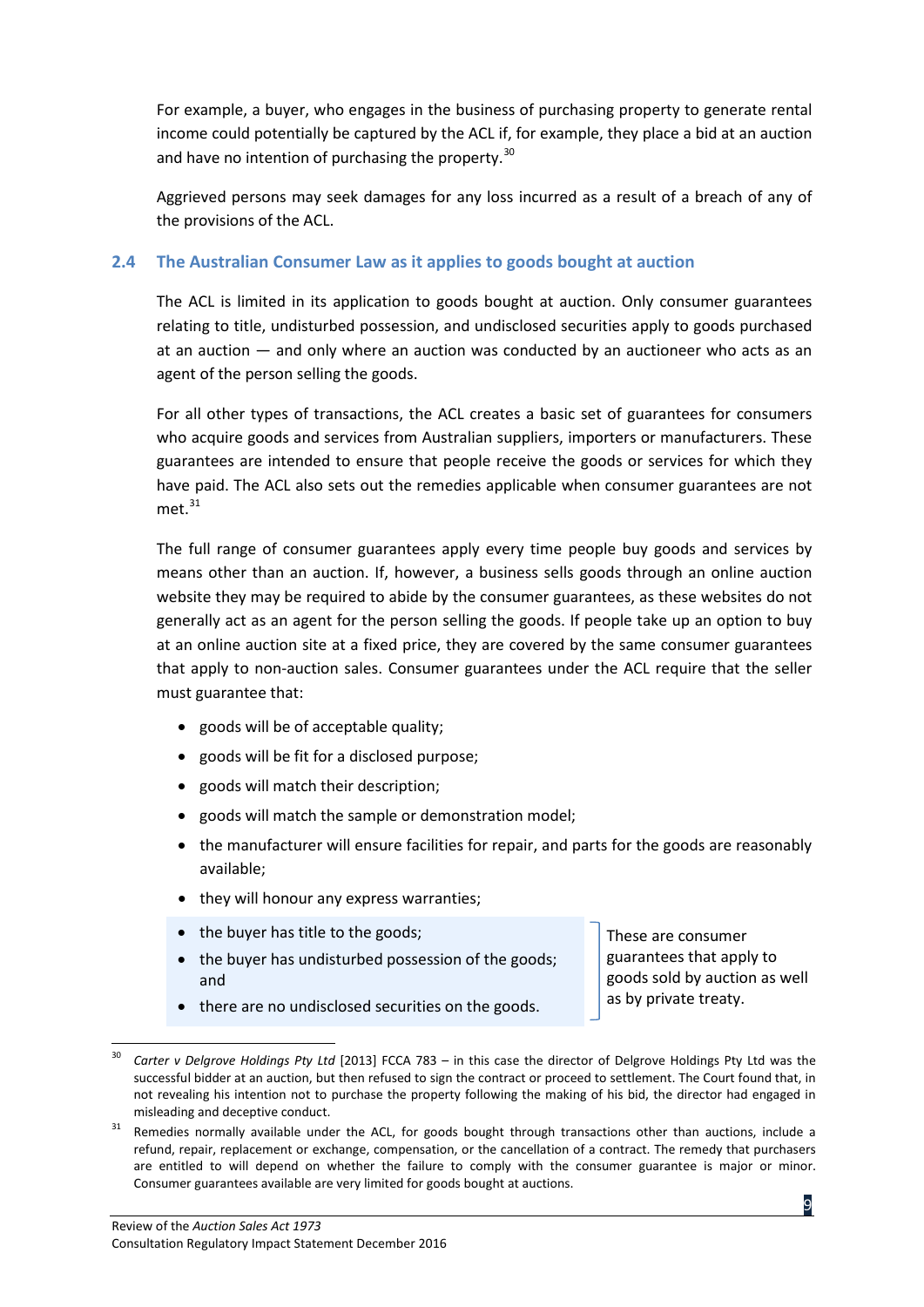For example, a buyer, who engages in the business of purchasing property to generate rental income could potentially be captured by the ACL if, for example, they place a bid at an auction and have no intention of purchasing the property.[30]

Aggrieved persons may seek damages for any loss incurred as a result of a breach of any of the provisions of the ACL.

## 2.4 The Australian Consumer Law as it applies to goods bought at auction

The ACL is limited in its application to goods bought at auction. Only consumer guarantees relating to title, undisturbed possession, and undisclosed securities apply to goods purchased at an auction — and only where an auction was conducted by an auctioneer who acts as an agent of the person selling the goods.

For all other types of transactions, the ACL creates a basic set of guarantees for consumers who acquire goods and services from Australian suppliers, importers or manufacturers. These guarantees are intended to ensure that people receive the goods or services for which they have paid. The ACL also sets out the remedies applicable when consumer guarantees are not met.[31]

The full range of consumer guarantees apply every time people buy goods and services by means other than an auction. If, however, a business sells goods through an online auction website they may be required to abide by the consumer guarantees, as these websites do not generally act as an agent for the person selling the goods. If people take up an option to buy at an online auction site at a fixed price, they are covered by the same consumer guarantees that apply to non-auction sales. Consumer guarantees under the ACL require that the seller must guarantee that:

- goods will be of acceptable quality;
- goods will be fit for a disclosed purpose;
- goods will match their description;
- goods will match the sample or demonstration model;
- the manufacturer will ensure facilities for repair, and parts for the goods are reasonably available;
- they will honour any express warranties;
- the buyer has title to the goods;
- the buyer has undisturbed possession of the goods; and
- there are no undisclosed securities on the goods.

These are consumer guarantees that apply to goods sold by auction as well as by private treaty.

[30] *Carter v Delgrove Holdings Pty Ltd* [2013] FCCA 783 – in this case the director of Delgrove Holdings Pty Ltd was the successful bidder at an auction, but then refused to sign the contract or proceed to settlement. The Court found that, in not revealing his intention not to purchase the property following the making of his bid, the director had engaged in misleading and deceptive conduct.

[31] Remedies normally available under the ACL, for goods bought through transactions other than auctions, include a refund, repair, replacement or exchange, compensation, or the cancellation of a contract. The remedy that purchasers are entitled to will depend on whether the failure to comply with the consumer guarantee is major or minor. Consumer guarantees available are very limited for goods bought at auctions.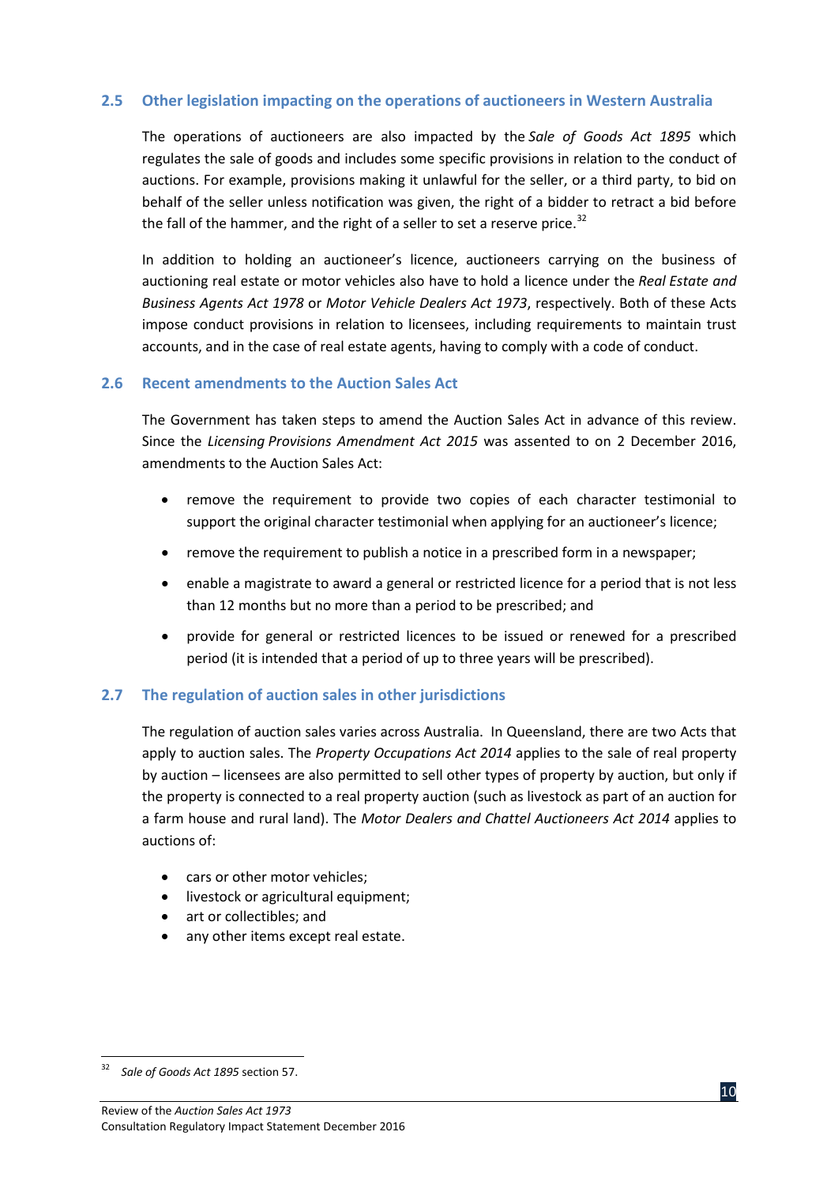## 2.5 Other legislation impacting on the operations of auctioneers in Western Australia

The operations of auctioneers are also impacted by the *Sale of Goods Act 1895* which regulates the sale of goods and includes some specific provisions in relation to the conduct of auctions. For example, provisions making it unlawful for the seller, or a third party, to bid on behalf of the seller unless notification was given, the right of a bidder to retract a bid before the fall of the hammer, and the right of a seller to set a reserve price.[32]

In addition to holding an auctioneer's licence, auctioneers carrying on the business of auctioning real estate or motor vehicles also have to hold a licence under the *Real Estate and Business Agents Act 1978* or *Motor Vehicle Dealers Act 1973*, respectively. Both of these Acts impose conduct provisions in relation to licensees, including requirements to maintain trust accounts, and in the case of real estate agents, having to comply with a code of conduct.

## 2.6 Recent amendments to the Auction Sales Act

The Government has taken steps to amend the Auction Sales Act in advance of this review. Since the *Licensing Provisions Amendment Act 2015* was assented to on 2 December 2016, amendments to the Auction Sales Act:

- remove the requirement to provide two copies of each character testimonial to support the original character testimonial when applying for an auctioneer's licence;
- remove the requirement to publish a notice in a prescribed form in a newspaper;
- enable a magistrate to award a general or restricted licence for a period that is not less than 12 months but no more than a period to be prescribed; and
- provide for general or restricted licences to be issued or renewed for a prescribed period (it is intended that a period of up to three years will be prescribed).

## 2.7 The regulation of auction sales in other jurisdictions

The regulation of auction sales varies across Australia. In Queensland, there are two Acts that apply to auction sales. The *Property Occupations Act 2014* applies to the sale of real property by auction – licensees are also permitted to sell other types of property by auction, but only if the property is connected to a real property auction (such as livestock as part of an auction for a farm house and rural land). The *Motor Dealers and Chattel Auctioneers Act 2014* applies to auctions of:

- cars or other motor vehicles;
- livestock or agricultural equipment;
- art or collectibles; and
- any other items except real estate.

---

[32] *Sale of Goods Act 1895* section 57.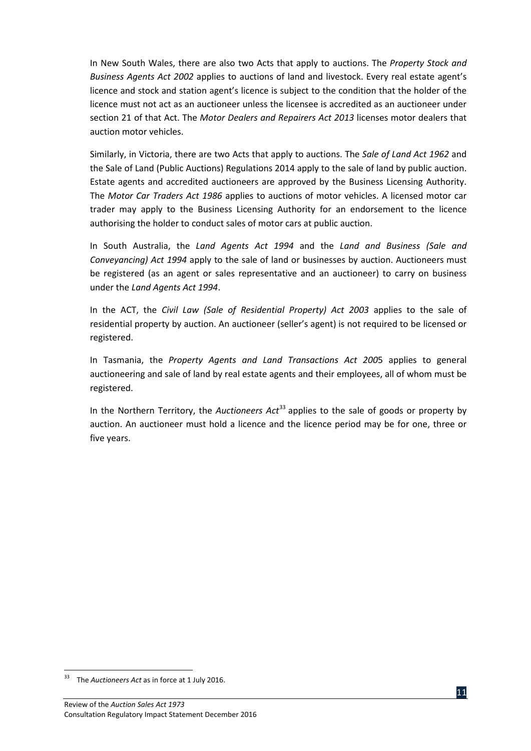In New South Wales, there are also two Acts that apply to auctions. The *Property Stock and Business Agents Act 2002* applies to auctions of land and livestock. Every real estate agent's licence and stock and station agent's licence is subject to the condition that the holder of the licence must not act as an auctioneer unless the licensee is accredited as an auctioneer under section 21 of that Act. The *Motor Dealers and Repairers Act 2013* licenses motor dealers that auction motor vehicles.

Similarly, in Victoria, there are two Acts that apply to auctions. The *Sale of Land Act 1962* and the Sale of Land (Public Auctions) Regulations 2014 apply to the sale of land by public auction. Estate agents and accredited auctioneers are approved by the Business Licensing Authority. The *Motor Car Traders Act 1986* applies to auctions of motor vehicles. A licensed motor car trader may apply to the Business Licensing Authority for an endorsement to the licence authorising the holder to conduct sales of motor cars at public auction.

In South Australia, the *Land Agents Act 1994* and the *Land and Business (Sale and Conveyancing) Act 1994* apply to the sale of land or businesses by auction. Auctioneers must be registered (as an agent or sales representative and an auctioneer) to carry on business under the *Land Agents Act 1994*.

In the ACT, the *Civil Law (Sale of Residential Property) Act 2003* applies to the sale of residential property by auction. An auctioneer (seller's agent) is not required to be licensed or registered.

In Tasmania, the *Property Agents and Land Transactions Act 200*5 applies to general auctioneering and sale of land by real estate agents and their employees, all of whom must be registered.

In the Northern Territory, the *Auctioneers Act*[33] applies to the sale of goods or property by auction. An auctioneer must hold a licence and the licence period may be for one, three or five years.

[33] The *Auctioneers Act* as in force at 1 July 2016.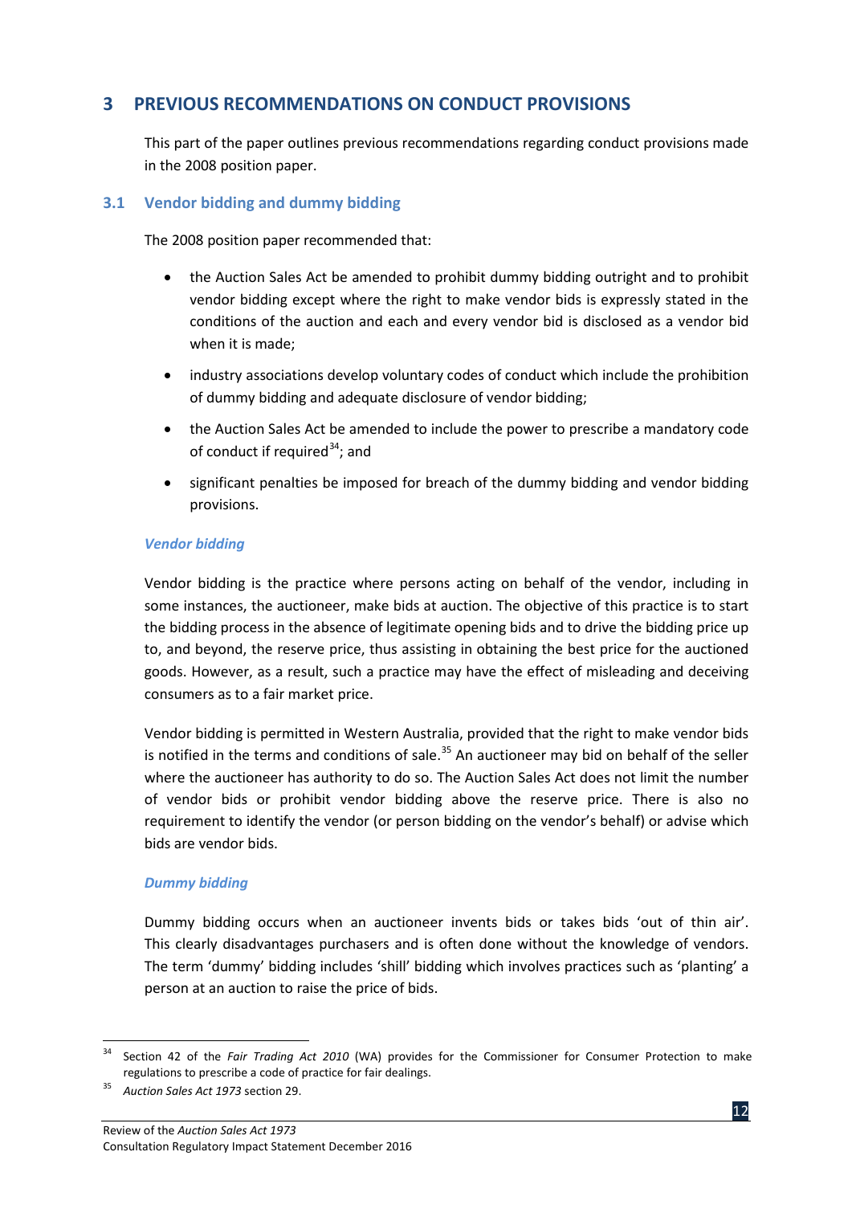## 3 PREVIOUS RECOMMENDATIONS ON CONDUCT PROVISIONS

This part of the paper outlines previous recommendations regarding conduct provisions made in the 2008 position paper.

### 3.1 Vendor bidding and dummy bidding

The 2008 position paper recommended that:

- the Auction Sales Act be amended to prohibit dummy bidding outright and to prohibit vendor bidding except where the right to make vendor bids is expressly stated in the conditions of the auction and each and every vendor bid is disclosed as a vendor bid when it is made;
- industry associations develop voluntary codes of conduct which include the prohibition of dummy bidding and adequate disclosure of vendor bidding;
- the Auction Sales Act be amended to include the power to prescribe a mandatory code of conduct if required[34]; and
- significant penalties be imposed for breach of the dummy bidding and vendor bidding provisions.

#### *Vendor bidding*

Vendor bidding is the practice where persons acting on behalf of the vendor, including in some instances, the auctioneer, make bids at auction. The objective of this practice is to start the bidding process in the absence of legitimate opening bids and to drive the bidding price up to, and beyond, the reserve price, thus assisting in obtaining the best price for the auctioned goods. However, as a result, such a practice may have the effect of misleading and deceiving consumers as to a fair market price.

Vendor bidding is permitted in Western Australia, provided that the right to make vendor bids is notified in the terms and conditions of sale.[35] An auctioneer may bid on behalf of the seller where the auctioneer has authority to do so. The Auction Sales Act does not limit the number of vendor bids or prohibit vendor bidding above the reserve price. There is also no requirement to identify the vendor (or person bidding on the vendor's behalf) or advise which bids are vendor bids.

#### *Dummy bidding*

Dummy bidding occurs when an auctioneer invents bids or takes bids 'out of thin air'. This clearly disadvantages purchasers and is often done without the knowledge of vendors. The term 'dummy' bidding includes 'shill' bidding which involves practices such as 'planting' a person at an auction to raise the price of bids.

---

[34] Section 42 of the *Fair Trading Act 2010* (WA) provides for the Commissioner for Consumer Protection to make regulations to prescribe a code of practice for fair dealings.

[35] *Auction Sales Act 1973* section 29.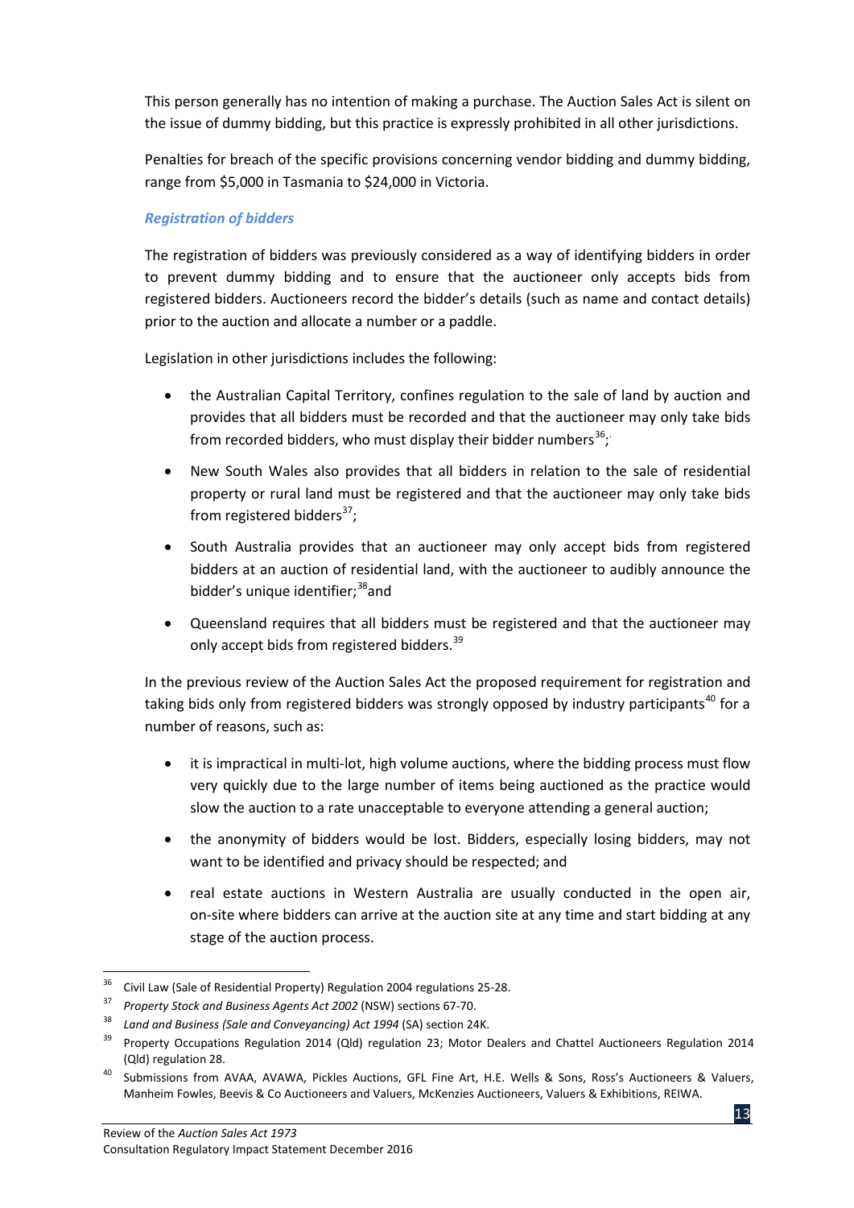This person generally has no intention of making a purchase. The Auction Sales Act is silent on the issue of dummy bidding, but this practice is expressly prohibited in all other jurisdictions.

Penalties for breach of the specific provisions concerning vendor bidding and dummy bidding, range from $5,000 in Tasmania to $24,000 in Victoria.

### *Registration of bidders*

The registration of bidders was previously considered as a way of identifying bidders in order to prevent dummy bidding and to ensure that the auctioneer only accepts bids from registered bidders. Auctioneers record the bidder's details (such as name and contact details) prior to the auction and allocate a number or a paddle.

Legislation in other jurisdictions includes the following:

- the Australian Capital Territory, confines regulation to the sale of land by auction and provides that all bidders must be recorded and that the auctioneer may only take bids from recorded bidders, who must display their bidder numbers[36];
- New South Wales also provides that all bidders in relation to the sale of residential property or rural land must be registered and that the auctioneer may only take bids from registered bidders[37];
- South Australia provides that an auctioneer may only accept bids from registered bidders at an auction of residential land, with the auctioneer to audibly announce the bidder's unique identifier;[38]and
- Queensland requires that all bidders must be registered and that the auctioneer may only accept bids from registered bidders.[39]

In the previous review of the Auction Sales Act the proposed requirement for registration and taking bids only from registered bidders was strongly opposed by industry participants[40] for a number of reasons, such as:

- it is impractical in multi-lot, high volume auctions, where the bidding process must flow very quickly due to the large number of items being auctioned as the practice would slow the auction to a rate unacceptable to everyone attending a general auction;
- the anonymity of bidders would be lost. Bidders, especially losing bidders, may not want to be identified and privacy should be respected; and
- real estate auctions in Western Australia are usually conducted in the open air, on-site where bidders can arrive at the auction site at any time and start bidding at any stage of the auction process.

---

[36] Civil Law (Sale of Residential Property) Regulation 2004 regulations 25-28.

[37] *Property Stock and Business Agents Act 2002* (NSW) sections 67-70.

[38] *Land and Business (Sale and Conveyancing) Act 1994* (SA) section 24K.

[39] Property Occupations Regulation 2014 (Qld) regulation 23; Motor Dealers and Chattel Auctioneers Regulation 2014 (Qld) regulation 28.

[40] Submissions from AVAA, AVAWA, Pickles Auctions, GFL Fine Art, H.E. Wells & Sons, Ross's Auctioneers & Valuers, Manheim Fowles, Beevis & Co Auctioneers and Valuers, McKenzies Auctioneers, Valuers & Exhibitions, REIWA.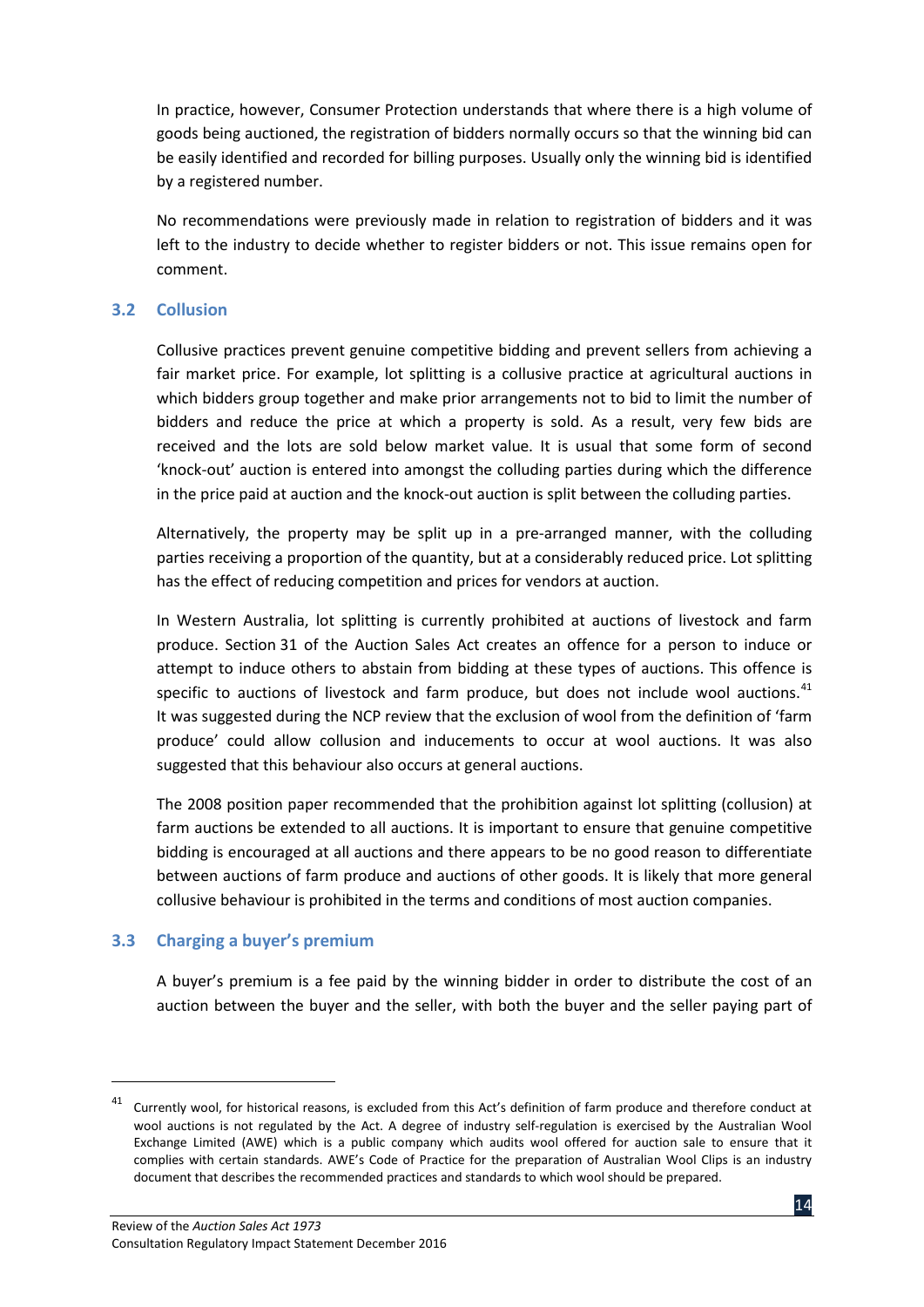In practice, however, Consumer Protection understands that where there is a high volume of goods being auctioned, the registration of bidders normally occurs so that the winning bid can be easily identified and recorded for billing purposes. Usually only the winning bid is identified by a registered number.

No recommendations were previously made in relation to registration of bidders and it was left to the industry to decide whether to register bidders or not. This issue remains open for comment.

### 3.2 Collusion

Collusive practices prevent genuine competitive bidding and prevent sellers from achieving a fair market price. For example, lot splitting is a collusive practice at agricultural auctions in which bidders group together and make prior arrangements not to bid to limit the number of bidders and reduce the price at which a property is sold. As a result, very few bids are received and the lots are sold below market value. It is usual that some form of second 'knock-out' auction is entered into amongst the colluding parties during which the difference in the price paid at auction and the knock-out auction is split between the colluding parties.

Alternatively, the property may be split up in a pre-arranged manner, with the colluding parties receiving a proportion of the quantity, but at a considerably reduced price. Lot splitting has the effect of reducing competition and prices for vendors at auction.

In Western Australia, lot splitting is currently prohibited at auctions of livestock and farm produce. Section 31 of the Auction Sales Act creates an offence for a person to induce or attempt to induce others to abstain from bidding at these types of auctions. This offence is specific to auctions of livestock and farm produce, but does not include wool auctions.[41] It was suggested during the NCP review that the exclusion of wool from the definition of 'farm produce' could allow collusion and inducements to occur at wool auctions. It was also suggested that this behaviour also occurs at general auctions.

The 2008 position paper recommended that the prohibition against lot splitting (collusion) at farm auctions be extended to all auctions. It is important to ensure that genuine competitive bidding is encouraged at all auctions and there appears to be no good reason to differentiate between auctions of farm produce and auctions of other goods. It is likely that more general collusive behaviour is prohibited in the terms and conditions of most auction companies.

### 3.3 Charging a buyer's premium

A buyer's premium is a fee paid by the winning bidder in order to distribute the cost of an auction between the buyer and the seller, with both the buyer and the seller paying part of

---

[41] Currently wool, for historical reasons, is excluded from this Act's definition of farm produce and therefore conduct at wool auctions is not regulated by the Act. A degree of industry self-regulation is exercised by the Australian Wool Exchange Limited (AWE) which is a public company which audits wool offered for auction sale to ensure that it complies with certain standards. AWE's Code of Practice for the preparation of Australian Wool Clips is an industry document that describes the recommended practices and standards to which wool should be prepared.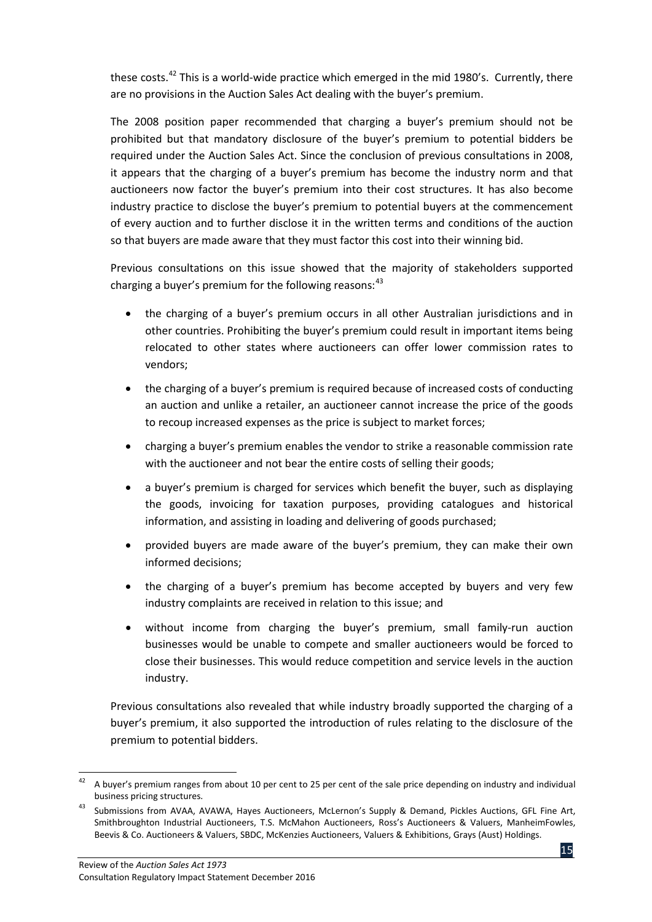these costs.[42] This is a world-wide practice which emerged in the mid 1980's. Currently, there are no provisions in the Auction Sales Act dealing with the buyer's premium.

The 2008 position paper recommended that charging a buyer's premium should not be prohibited but that mandatory disclosure of the buyer's premium to potential bidders be required under the Auction Sales Act. Since the conclusion of previous consultations in 2008, it appears that the charging of a buyer's premium has become the industry norm and that auctioneers now factor the buyer's premium into their cost structures. It has also become industry practice to disclose the buyer's premium to potential buyers at the commencement of every auction and to further disclose it in the written terms and conditions of the auction so that buyers are made aware that they must factor this cost into their winning bid.

Previous consultations on this issue showed that the majority of stakeholders supported charging a buyer's premium for the following reasons:[43]

- the charging of a buyer's premium occurs in all other Australian jurisdictions and in other countries. Prohibiting the buyer's premium could result in important items being relocated to other states where auctioneers can offer lower commission rates to vendors;
- the charging of a buyer's premium is required because of increased costs of conducting an auction and unlike a retailer, an auctioneer cannot increase the price of the goods to recoup increased expenses as the price is subject to market forces;
- charging a buyer's premium enables the vendor to strike a reasonable commission rate with the auctioneer and not bear the entire costs of selling their goods;
- a buyer's premium is charged for services which benefit the buyer, such as displaying the goods, invoicing for taxation purposes, providing catalogues and historical information, and assisting in loading and delivering of goods purchased;
- provided buyers are made aware of the buyer's premium, they can make their own informed decisions;
- the charging of a buyer's premium has become accepted by buyers and very few industry complaints are received in relation to this issue; and
- without income from charging the buyer's premium, small family-run auction businesses would be unable to compete and smaller auctioneers would be forced to close their businesses. This would reduce competition and service levels in the auction industry.

Previous consultations also revealed that while industry broadly supported the charging of a buyer's premium, it also supported the introduction of rules relating to the disclosure of the premium to potential bidders.

---

[42] A buyer's premium ranges from about 10 per cent to 25 per cent of the sale price depending on industry and individual business pricing structures.

[43] Submissions from AVAA, AVAWA, Hayes Auctioneers, McLernon's Supply & Demand, Pickles Auctions, GFL Fine Art, Smithbroughton Industrial Auctioneers, T.S. McMahon Auctioneers, Ross's Auctioneers & Valuers, ManheimFowles, Beevis & Co. Auctioneers & Valuers, SBDC, McKenzies Auctioneers, Valuers & Exhibitions, Grays (Aust) Holdings.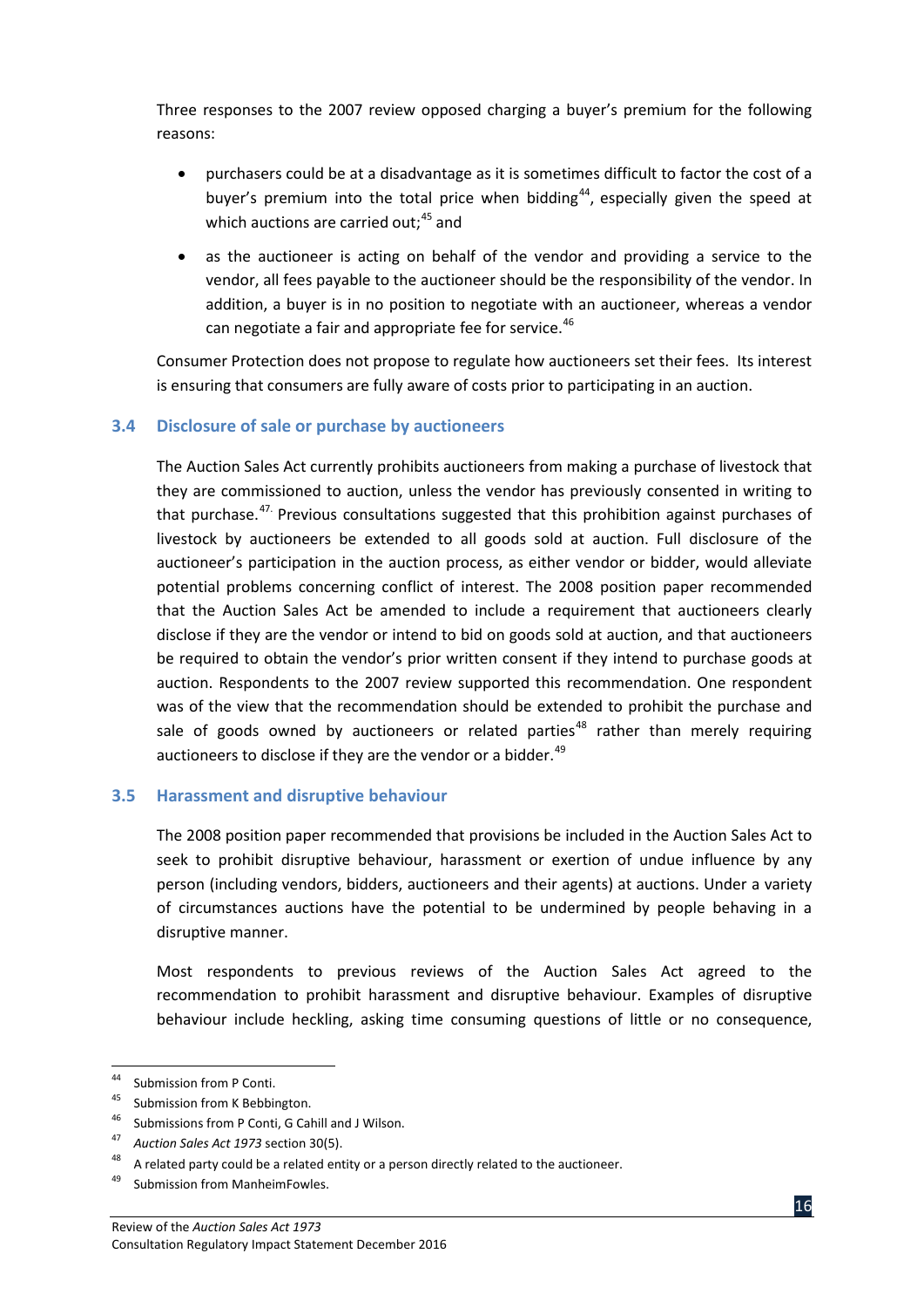Three responses to the 2007 review opposed charging a buyer's premium for the following reasons:

- purchasers could be at a disadvantage as it is sometimes difficult to factor the cost of a buyer's premium into the total price when bidding[44], especially given the speed at which auctions are carried out;[45] and
- as the auctioneer is acting on behalf of the vendor and providing a service to the vendor, all fees payable to the auctioneer should be the responsibility of the vendor. In addition, a buyer is in no position to negotiate with an auctioneer, whereas a vendor can negotiate a fair and appropriate fee for service.[46]

Consumer Protection does not propose to regulate how auctioneers set their fees. Its interest is ensuring that consumers are fully aware of costs prior to participating in an auction.

### 3.4 Disclosure of sale or purchase by auctioneers

The Auction Sales Act currently prohibits auctioneers from making a purchase of livestock that they are commissioned to auction, unless the vendor has previously consented in writing to that purchase.[47] Previous consultations suggested that this prohibition against purchases of livestock by auctioneers be extended to all goods sold at auction. Full disclosure of the auctioneer's participation in the auction process, as either vendor or bidder, would alleviate potential problems concerning conflict of interest. The 2008 position paper recommended that the Auction Sales Act be amended to include a requirement that auctioneers clearly disclose if they are the vendor or intend to bid on goods sold at auction, and that auctioneers be required to obtain the vendor's prior written consent if they intend to purchase goods at auction. Respondents to the 2007 review supported this recommendation. One respondent was of the view that the recommendation should be extended to prohibit the purchase and sale of goods owned by auctioneers or related parties[48] rather than merely requiring auctioneers to disclose if they are the vendor or a bidder.[49]

### 3.5 Harassment and disruptive behaviour

The 2008 position paper recommended that provisions be included in the Auction Sales Act to seek to prohibit disruptive behaviour, harassment or exertion of undue influence by any person (including vendors, bidders, auctioneers and their agents) at auctions. Under a variety of circumstances auctions have the potential to be undermined by people behaving in a disruptive manner.

Most respondents to previous reviews of the Auction Sales Act agreed to the recommendation to prohibit harassment and disruptive behaviour. Examples of disruptive behaviour include heckling, asking time consuming questions of little or no consequence,

---

[44] Submission from P Conti.

[45] Submission from K Bebbington.

[46] Submissions from P Conti, G Cahill and J Wilson.

[47] *Auction Sales Act 1973* section 30(5).

[48] A related party could be a related entity or a person directly related to the auctioneer.

[49] Submission from ManheimFowles.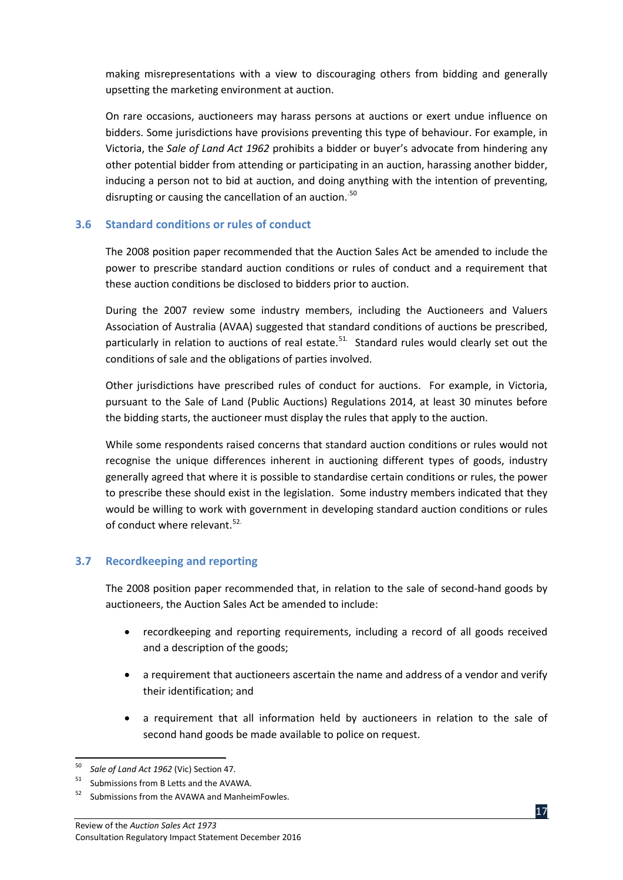making misrepresentations with a view to discouraging others from bidding and generally upsetting the marketing environment at auction.

On rare occasions, auctioneers may harass persons at auctions or exert undue influence on bidders. Some jurisdictions have provisions preventing this type of behaviour. For example, in Victoria, the *Sale of Land Act 1962* prohibits a bidder or buyer's advocate from hindering any other potential bidder from attending or participating in an auction, harassing another bidder, inducing a person not to bid at auction, and doing anything with the intention of preventing, disrupting or causing the cancellation of an auction.[50]

### 3.6 Standard conditions or rules of conduct

The 2008 position paper recommended that the Auction Sales Act be amended to include the power to prescribe standard auction conditions or rules of conduct and a requirement that these auction conditions be disclosed to bidders prior to auction.

During the 2007 review some industry members, including the Auctioneers and Valuers Association of Australia (AVAA) suggested that standard conditions of auctions be prescribed, particularly in relation to auctions of real estate.[51] Standard rules would clearly set out the conditions of sale and the obligations of parties involved.

Other jurisdictions have prescribed rules of conduct for auctions. For example, in Victoria, pursuant to the Sale of Land (Public Auctions) Regulations 2014, at least 30 minutes before the bidding starts, the auctioneer must display the rules that apply to the auction.

While some respondents raised concerns that standard auction conditions or rules would not recognise the unique differences inherent in auctioning different types of goods, industry generally agreed that where it is possible to standardise certain conditions or rules, the power to prescribe these should exist in the legislation. Some industry members indicated that they would be willing to work with government in developing standard auction conditions or rules of conduct where relevant.[52]

### 3.7 Recordkeeping and reporting

The 2008 position paper recommended that, in relation to the sale of second-hand goods by auctioneers, the Auction Sales Act be amended to include:

- recordkeeping and reporting requirements, including a record of all goods received and a description of the goods;
- a requirement that auctioneers ascertain the name and address of a vendor and verify their identification; and
- a requirement that all information held by auctioneers in relation to the sale of second hand goods be made available to police on request.

---

[50] *Sale of Land Act 1962* (Vic) Section 47.

[51] Submissions from B Letts and the AVAWA.

[52] Submissions from the AVAWA and ManheimFowles.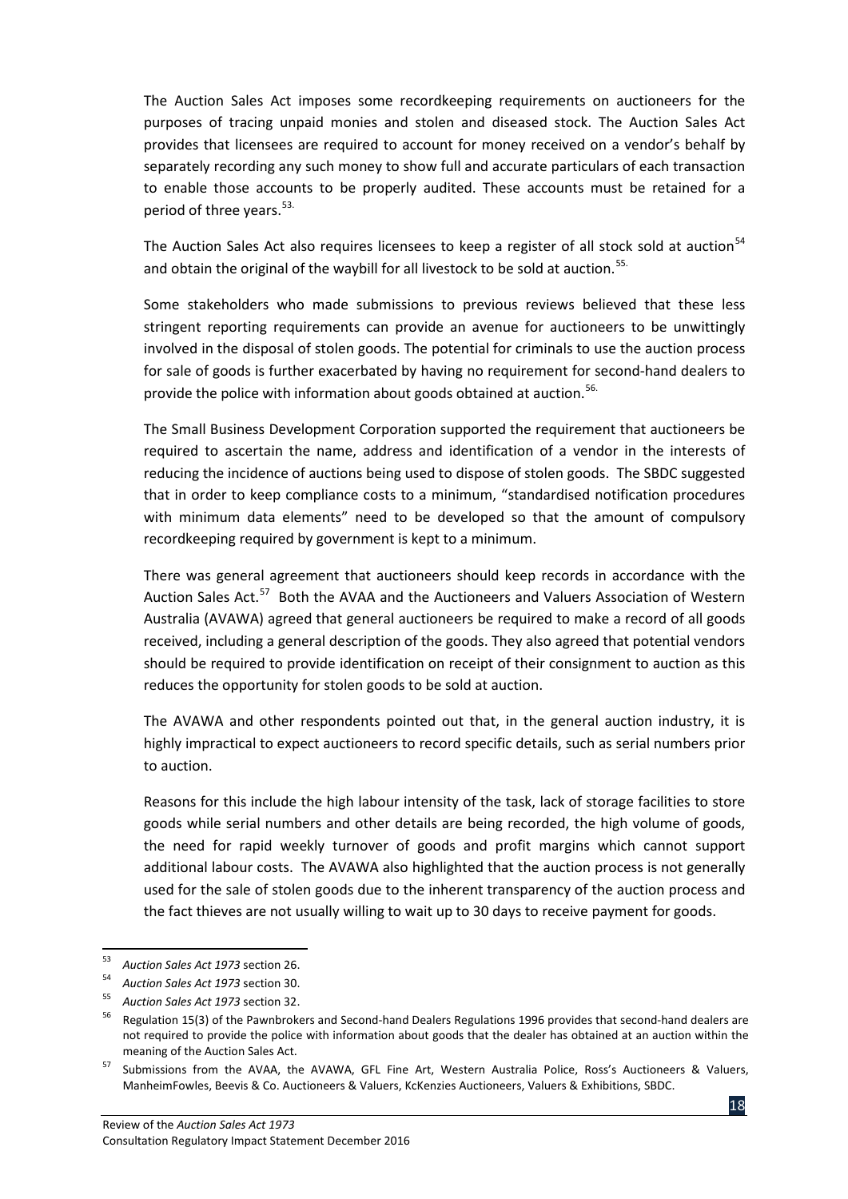The Auction Sales Act imposes some recordkeeping requirements on auctioneers for the purposes of tracing unpaid monies and stolen and diseased stock. The Auction Sales Act provides that licensees are required to account for money received on a vendor's behalf by separately recording any such money to show full and accurate particulars of each transaction to enable those accounts to be properly audited. These accounts must be retained for a period of three years.[53]

The Auction Sales Act also requires licensees to keep a register of all stock sold at auction[54] and obtain the original of the waybill for all livestock to be sold at auction.[55]

Some stakeholders who made submissions to previous reviews believed that these less stringent reporting requirements can provide an avenue for auctioneers to be unwittingly involved in the disposal of stolen goods. The potential for criminals to use the auction process for sale of goods is further exacerbated by having no requirement for second-hand dealers to provide the police with information about goods obtained at auction.[56]

The Small Business Development Corporation supported the requirement that auctioneers be required to ascertain the name, address and identification of a vendor in the interests of reducing the incidence of auctions being used to dispose of stolen goods. The SBDC suggested that in order to keep compliance costs to a minimum, "standardised notification procedures with minimum data elements" need to be developed so that the amount of compulsory recordkeeping required by government is kept to a minimum.

There was general agreement that auctioneers should keep records in accordance with the Auction Sales Act.[57] Both the AVAA and the Auctioneers and Valuers Association of Western Australia (AVAWA) agreed that general auctioneers be required to make a record of all goods received, including a general description of the goods. They also agreed that potential vendors should be required to provide identification on receipt of their consignment to auction as this reduces the opportunity for stolen goods to be sold at auction.

The AVAWA and other respondents pointed out that, in the general auction industry, it is highly impractical to expect auctioneers to record specific details, such as serial numbers prior to auction.

Reasons for this include the high labour intensity of the task, lack of storage facilities to store goods while serial numbers and other details are being recorded, the high volume of goods, the need for rapid weekly turnover of goods and profit margins which cannot support additional labour costs. The AVAWA also highlighted that the auction process is not generally used for the sale of stolen goods due to the inherent transparency of the auction process and the fact thieves are not usually willing to wait up to 30 days to receive payment for goods.

---

[53] *Auction Sales Act 1973* section 26.

[54] *Auction Sales Act 1973* section 30.

[55] *Auction Sales Act 1973* section 32.

[56] Regulation 15(3) of the Pawnbrokers and Second-hand Dealers Regulations 1996 provides that second-hand dealers are not required to provide the police with information about goods that the dealer has obtained at an auction within the meaning of the Auction Sales Act.

[57] Submissions from the AVAA, the AVAWA, GFL Fine Art, Western Australia Police, Ross's Auctioneers & Valuers, ManheimFowles, Beevis & Co. Auctioneers & Valuers, KcKenzies Auctioneers, Valuers & Exhibitions, SBDC.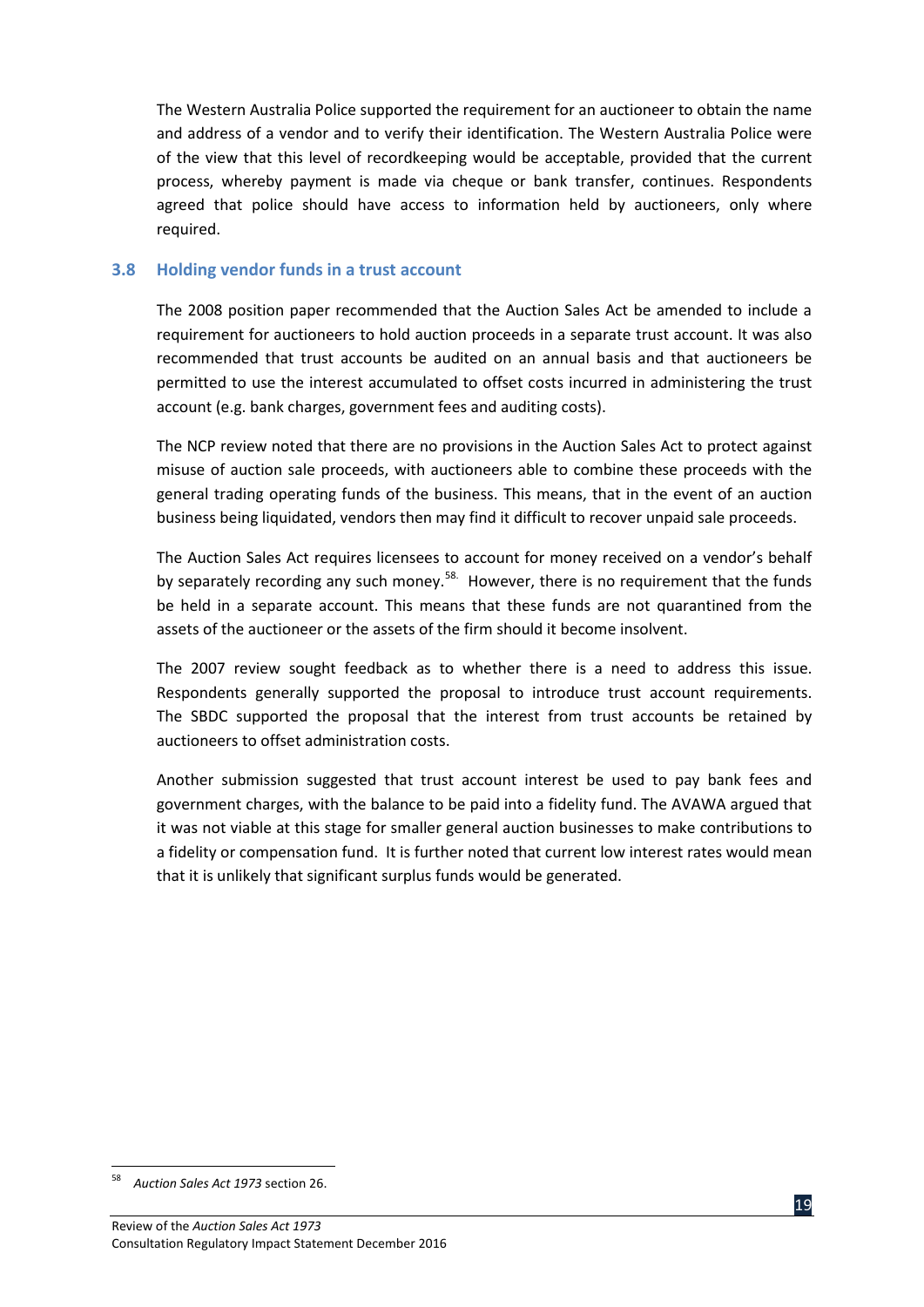The Western Australia Police supported the requirement for an auctioneer to obtain the name and address of a vendor and to verify their identification. The Western Australia Police were of the view that this level of recordkeeping would be acceptable, provided that the current process, whereby payment is made via cheque or bank transfer, continues. Respondents agreed that police should have access to information held by auctioneers, only where required.

## 3.8 Holding vendor funds in a trust account

The 2008 position paper recommended that the Auction Sales Act be amended to include a requirement for auctioneers to hold auction proceeds in a separate trust account. It was also recommended that trust accounts be audited on an annual basis and that auctioneers be permitted to use the interest accumulated to offset costs incurred in administering the trust account (e.g. bank charges, government fees and auditing costs).

The NCP review noted that there are no provisions in the Auction Sales Act to protect against misuse of auction sale proceeds, with auctioneers able to combine these proceeds with the general trading operating funds of the business. This means, that in the event of an auction business being liquidated, vendors then may find it difficult to recover unpaid sale proceeds.

The Auction Sales Act requires licensees to account for money received on a vendor's behalf by separately recording any such money.[58] However, there is no requirement that the funds be held in a separate account. This means that these funds are not quarantined from the assets of the auctioneer or the assets of the firm should it become insolvent.

The 2007 review sought feedback as to whether there is a need to address this issue. Respondents generally supported the proposal to introduce trust account requirements. The SBDC supported the proposal that the interest from trust accounts be retained by auctioneers to offset administration costs.

Another submission suggested that trust account interest be used to pay bank fees and government charges, with the balance to be paid into a fidelity fund. The AVAWA argued that it was not viable at this stage for smaller general auction businesses to make contributions to a fidelity or compensation fund. It is further noted that current low interest rates would mean that it is unlikely that significant surplus funds would be generated.

---

[58] *Auction Sales Act 1973* section 26.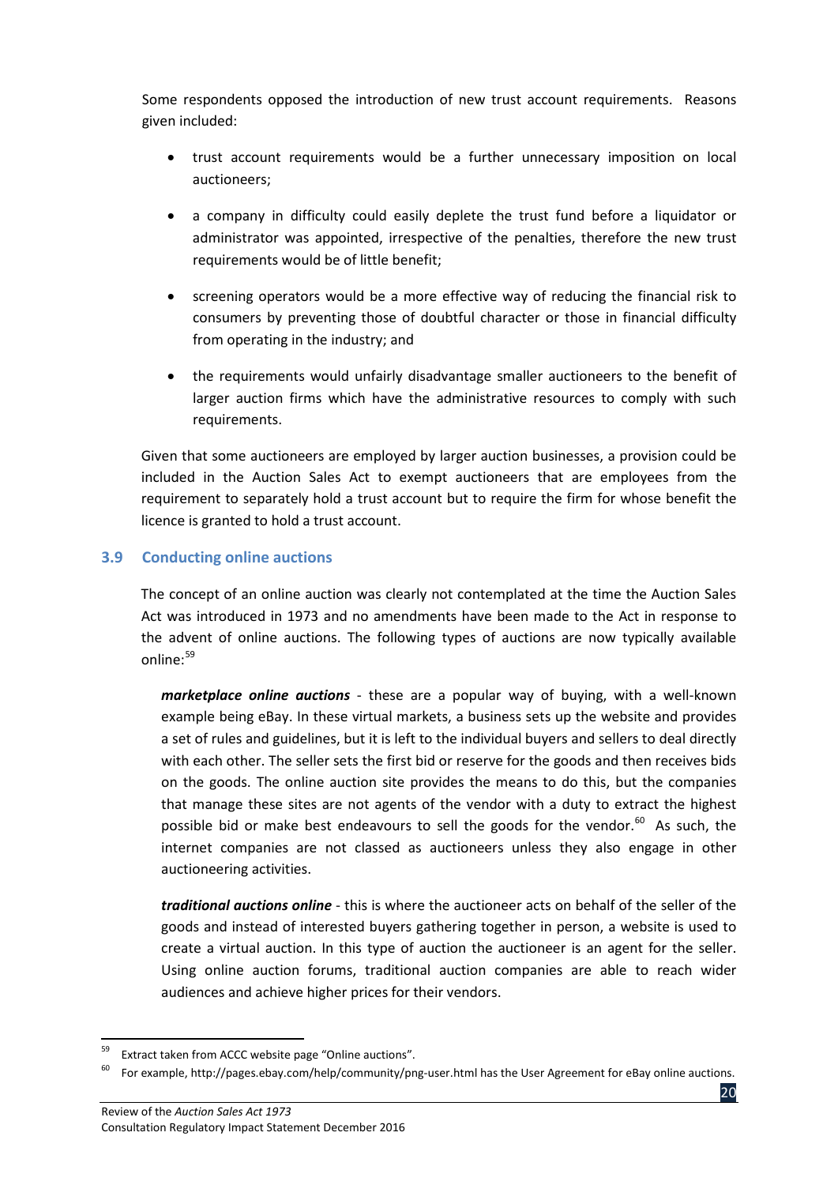Some respondents opposed the introduction of new trust account requirements. Reasons given included:

- trust account requirements would be a further unnecessary imposition on local auctioneers;
- a company in difficulty could easily deplete the trust fund before a liquidator or administrator was appointed, irrespective of the penalties, therefore the new trust requirements would be of little benefit;
- screening operators would be a more effective way of reducing the financial risk to consumers by preventing those of doubtful character or those in financial difficulty from operating in the industry; and
- the requirements would unfairly disadvantage smaller auctioneers to the benefit of larger auction firms which have the administrative resources to comply with such requirements.

Given that some auctioneers are employed by larger auction businesses, a provision could be included in the Auction Sales Act to exempt auctioneers that are employees from the requirement to separately hold a trust account but to require the firm for whose benefit the licence is granted to hold a trust account.

### 3.9 Conducting online auctions

The concept of an online auction was clearly not contemplated at the time the Auction Sales Act was introduced in 1973 and no amendments have been made to the Act in response to the advent of online auctions. The following types of auctions are now typically available online:[59]

***marketplace online auctions*** - these are a popular way of buying, with a well-known example being eBay. In these virtual markets, a business sets up the website and provides a set of rules and guidelines, but it is left to the individual buyers and sellers to deal directly with each other. The seller sets the first bid or reserve for the goods and then receives bids on the goods. The online auction site provides the means to do this, but the companies that manage these sites are not agents of the vendor with a duty to extract the highest possible bid or make best endeavours to sell the goods for the vendor.[60] As such, the internet companies are not classed as auctioneers unless they also engage in other auctioneering activities.

***traditional auctions online*** - this is where the auctioneer acts on behalf of the seller of the goods and instead of interested buyers gathering together in person, a website is used to create a virtual auction. In this type of auction the auctioneer is an agent for the seller. Using online auction forums, traditional auction companies are able to reach wider audiences and achieve higher prices for their vendors.

---

[59] Extract taken from ACCC website page "Online auctions".

[60] For example, http://pages.ebay.com/help/community/png-user.html has the User Agreement for eBay online auctions.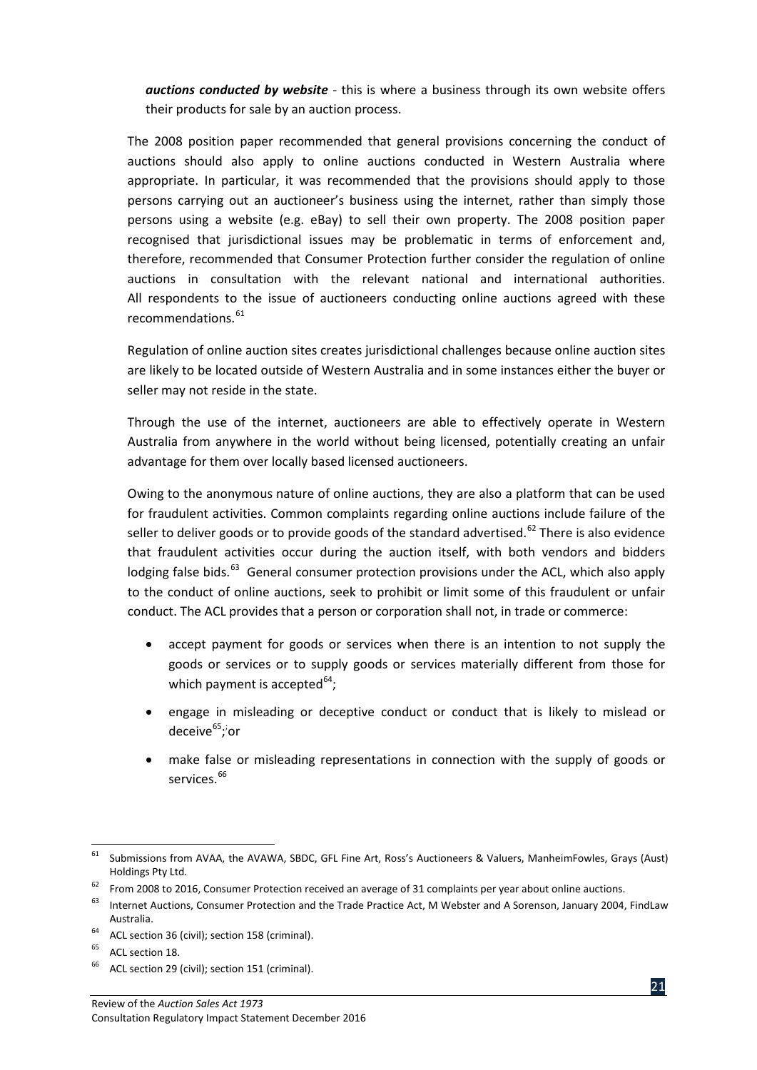*__auctions conducted by website__* - this is where a business through its own website offers their products for sale by an auction process.

The 2008 position paper recommended that general provisions concerning the conduct of auctions should also apply to online auctions conducted in Western Australia where appropriate. In particular, it was recommended that the provisions should apply to those persons carrying out an auctioneer's business using the internet, rather than simply those persons using a website (e.g. eBay) to sell their own property. The 2008 position paper recognised that jurisdictional issues may be problematic in terms of enforcement and, therefore, recommended that Consumer Protection further consider the regulation of online auctions in consultation with the relevant national and international authorities. All respondents to the issue of auctioneers conducting online auctions agreed with these recommendations.[61]

Regulation of online auction sites creates jurisdictional challenges because online auction sites are likely to be located outside of Western Australia and in some instances either the buyer or seller may not reside in the state.

Through the use of the internet, auctioneers are able to effectively operate in Western Australia from anywhere in the world without being licensed, potentially creating an unfair advantage for them over locally based licensed auctioneers.

Owing to the anonymous nature of online auctions, they are also a platform that can be used for fraudulent activities. Common complaints regarding online auctions include failure of the seller to deliver goods or to provide goods of the standard advertised.[62] There is also evidence that fraudulent activities occur during the auction itself, with both vendors and bidders lodging false bids.[63] General consumer protection provisions under the ACL, which also apply to the conduct of online auctions, seek to prohibit or limit some of this fraudulent or unfair conduct. The ACL provides that a person or corporation shall not, in trade or commerce:

- accept payment for goods or services when there is an intention to not supply the goods or services or to supply goods or services materially different from those for which payment is accepted[64];
- engage in misleading or deceptive conduct or conduct that is likely to mislead or deceive[65]; or
- make false or misleading representations in connection with the supply of goods or services.[66]

---

[61] Submissions from AVAA, the AVAWA, SBDC, GFL Fine Art, Ross's Auctioneers & Valuers, ManheimFowles, Grays (Aust) Holdings Pty Ltd.

[62] From 2008 to 2016, Consumer Protection received an average of 31 complaints per year about online auctions.

[63] Internet Auctions, Consumer Protection and the Trade Practice Act, M Webster and A Sorenson, January 2004, FindLaw Australia.

[64] ACL section 36 (civil); section 158 (criminal).

[65] ACL section 18.

[66] ACL section 29 (civil); section 151 (criminal).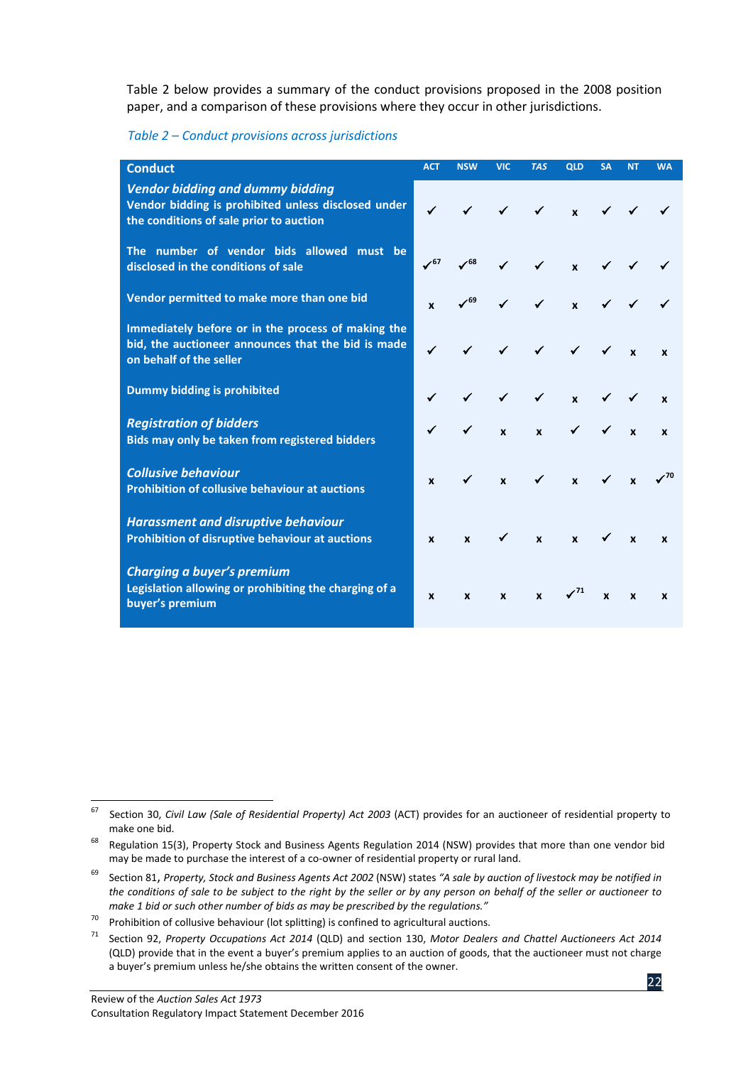Table 2 below provides a summary of the conduct provisions proposed in the 2008 position paper, and a comparison of these provisions where they occur in other jurisdictions.

*Table 2 – Conduct provisions across jurisdictions*

| Conduct | ACT | NSW | VIC | *TAS* | QLD | SA | NT | WA |
|---|---|---|---|---|---|---|---|---|
| ***Vendor bidding and dummy bidding*** **Vendor bidding is prohibited unless disclosed under the conditions of sale prior to auction** | ✓ | ✓ | ✓ | ✓ | x | ✓ | ✓ | ✓ |
| **The number of vendor bids allowed must be disclosed in the conditions of sale** | ✓[67] | ✓[68] | ✓ | ✓ | x | ✓ | ✓ | ✓ |
| **Vendor permitted to make more than one bid** | x | ✓[69] | ✓ | ✓ | x | ✓ | ✓ | ✓ |
| **Immediately before or in the process of making the bid, the auctioneer announces that the bid is made on behalf of the seller** | ✓ | ✓ | ✓ | ✓ | ✓ | ✓ | x | x |
| **Dummy bidding is prohibited** | ✓ | ✓ | ✓ | ✓ | x | ✓ | ✓ | x |
| ***Registration of bidders*** **Bids may only be taken from registered bidders** | ✓ | ✓ | x | x | ✓ | ✓ | x | x |
| ***Collusive behaviour*** **Prohibition of collusive behaviour at auctions** | x | ✓ | x | ✓ | x | ✓ | x | ✓[70] |
| ***Harassment and disruptive behaviour*** **Prohibition of disruptive behaviour at auctions** | x | x | ✓ | x | x | ✓ | x | x |
| ***Charging a buyer's premium*** **Legislation allowing or prohibiting the charging of a buyer's premium** | x | x | x | x | ✓[71] | x | x | x |

[67] Section 30, *Civil Law (Sale of Residential Property) Act 2003* (ACT) provides for an auctioneer of residential property to make one bid.

[68] Regulation 15(3), Property Stock and Business Agents Regulation 2014 (NSW) provides that more than one vendor bid may be made to purchase the interest of a co-owner of residential property or rural land.

[69] Section 81, *Property, Stock and Business Agents Act 2002* (NSW) states *"A sale by auction of livestock may be notified in the conditions of sale to be subject to the right by the seller or by any person on behalf of the seller or auctioneer to make 1 bid or such other number of bids as may be prescribed by the regulations."*

[70] Prohibition of collusive behaviour (lot splitting) is confined to agricultural auctions.

[71] Section 92, *Property Occupations Act 2014* (QLD) and section 130, *Motor Dealers and Chattel Auctioneers Act 2014* (QLD) provide that in the event a buyer's premium applies to an auction of goods, that the auctioneer must not charge a buyer's premium unless he/she obtains the written consent of the owner.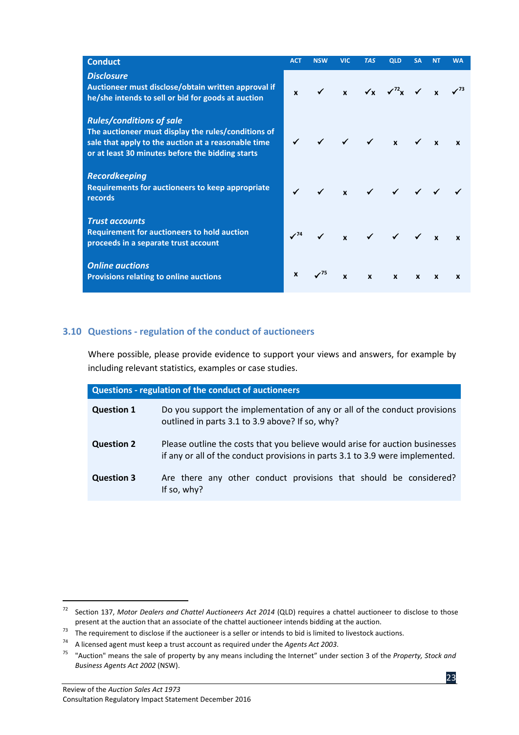| Conduct | ACT | NSW | VIC | *TAS* | QLD | SA | NT | WA |
|---|---|---|---|---|---|---|---|---|
| ***Disclosure*** **Auctioneer must disclose/obtain written approval if he/she intends to sell or bid for goods at auction** | x | ✓ | x | ✓x | ✓[72]x | ✓ | x | ✓[73] |
| ***Rules/conditions of sale*** **The auctioneer must display the rules/conditions of sale that apply to the auction at a reasonable time or at least 30 minutes before the bidding starts** | ✓ | ✓ | ✓ | ✓ | x | ✓ | x | x |
| ***Recordkeeping*** **Requirements for auctioneers to keep appropriate records** | ✓ | ✓ | x | ✓ | ✓ | ✓ | ✓ | ✓ |
| ***Trust accounts*** **Requirement for auctioneers to hold auction proceeds in a separate trust account** | ✓[74] | ✓ | x | ✓ | ✓ | ✓ | x | x |
| ***Online auctions*** **Provisions relating to online auctions** | x | ✓[75] | x | x | x | x | x | x |

## 3.10 Questions - regulation of the conduct of auctioneers

Where possible, please provide evidence to support your views and answers, for example by including relevant statistics, examples or case studies.

| Questions - regulation of the conduct of auctioneers | |
|---|---|
| **Question 1** | Do you support the implementation of any or all of the conduct provisions outlined in parts 3.1 to 3.9 above? If so, why? |
| **Question 2** | Please outline the costs that you believe would arise for auction businesses if any or all of the conduct provisions in parts 3.1 to 3.9 were implemented. |
| **Question 3** | Are there any other conduct provisions that should be considered? If so, why? |

---

[72] Section 137, *Motor Dealers and Chattel Auctioneers Act 2014* (QLD) requires a chattel auctioneer to disclose to those present at the auction that an associate of the chattel auctioneer intends bidding at the auction.

[73] The requirement to disclose if the auctioneer is a seller or intends to bid is limited to livestock auctions.

[74] A licensed agent must keep a trust account as required under the *Agents Act 2003*.

[75] "Auction" means the sale of property by any means including the Internet" under section 3 of the *Property, Stock and Business Agents Act 2002* (NSW).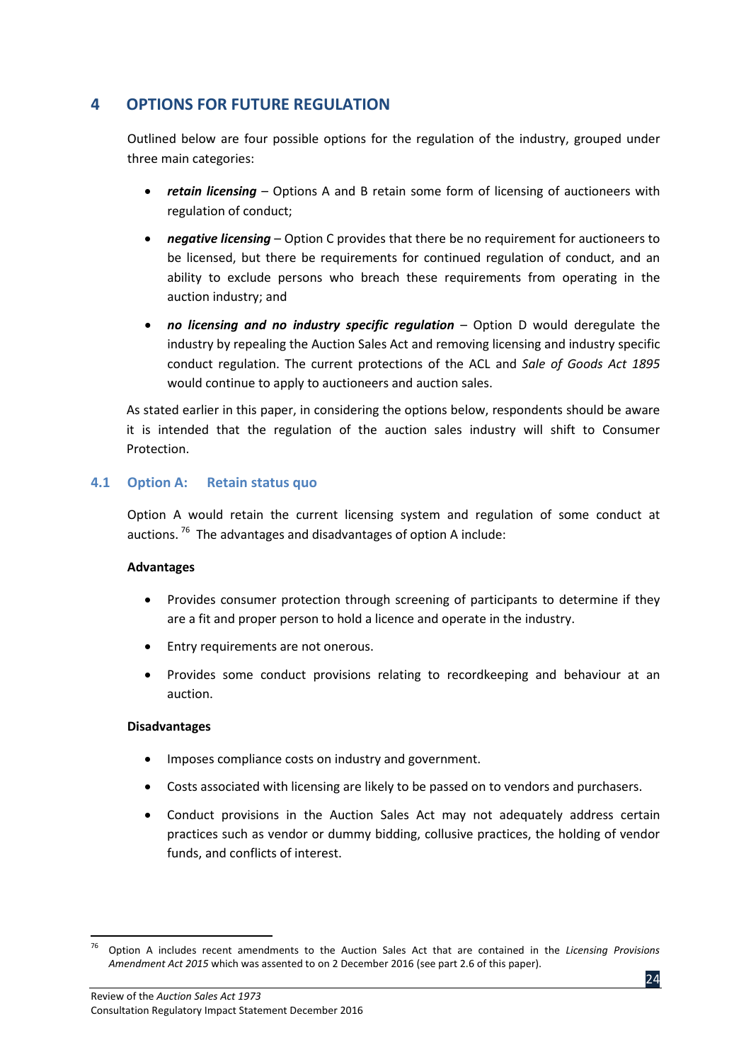# 4 OPTIONS FOR FUTURE REGULATION

Outlined below are four possible options for the regulation of the industry, grouped under three main categories:

- ***retain licensing*** – Options A and B retain some form of licensing of auctioneers with regulation of conduct;
- ***negative licensing*** – Option C provides that there be no requirement for auctioneers to be licensed, but there be requirements for continued regulation of conduct, and an ability to exclude persons who breach these requirements from operating in the auction industry; and
- ***no licensing and no industry specific regulation*** – Option D would deregulate the industry by repealing the Auction Sales Act and removing licensing and industry specific conduct regulation. The current protections of the ACL and *Sale of Goods Act 1895* would continue to apply to auctioneers and auction sales.

As stated earlier in this paper, in considering the options below, respondents should be aware it is intended that the regulation of the auction sales industry will shift to Consumer Protection.

## 4.1 Option A: Retain status quo

Option A would retain the current licensing system and regulation of some conduct at auctions.[76] The advantages and disadvantages of option A include:

**Advantages**

- Provides consumer protection through screening of participants to determine if they are a fit and proper person to hold a licence and operate in the industry.
- Entry requirements are not onerous.
- Provides some conduct provisions relating to recordkeeping and behaviour at an auction.

**Disadvantages**

- Imposes compliance costs on industry and government.
- Costs associated with licensing are likely to be passed on to vendors and purchasers.
- Conduct provisions in the Auction Sales Act may not adequately address certain practices such as vendor or dummy bidding, collusive practices, the holding of vendor funds, and conflicts of interest.

---

[76] Option A includes recent amendments to the Auction Sales Act that are contained in the *Licensing Provisions Amendment Act 2015* which was assented to on 2 December 2016 (see part 2.6 of this paper).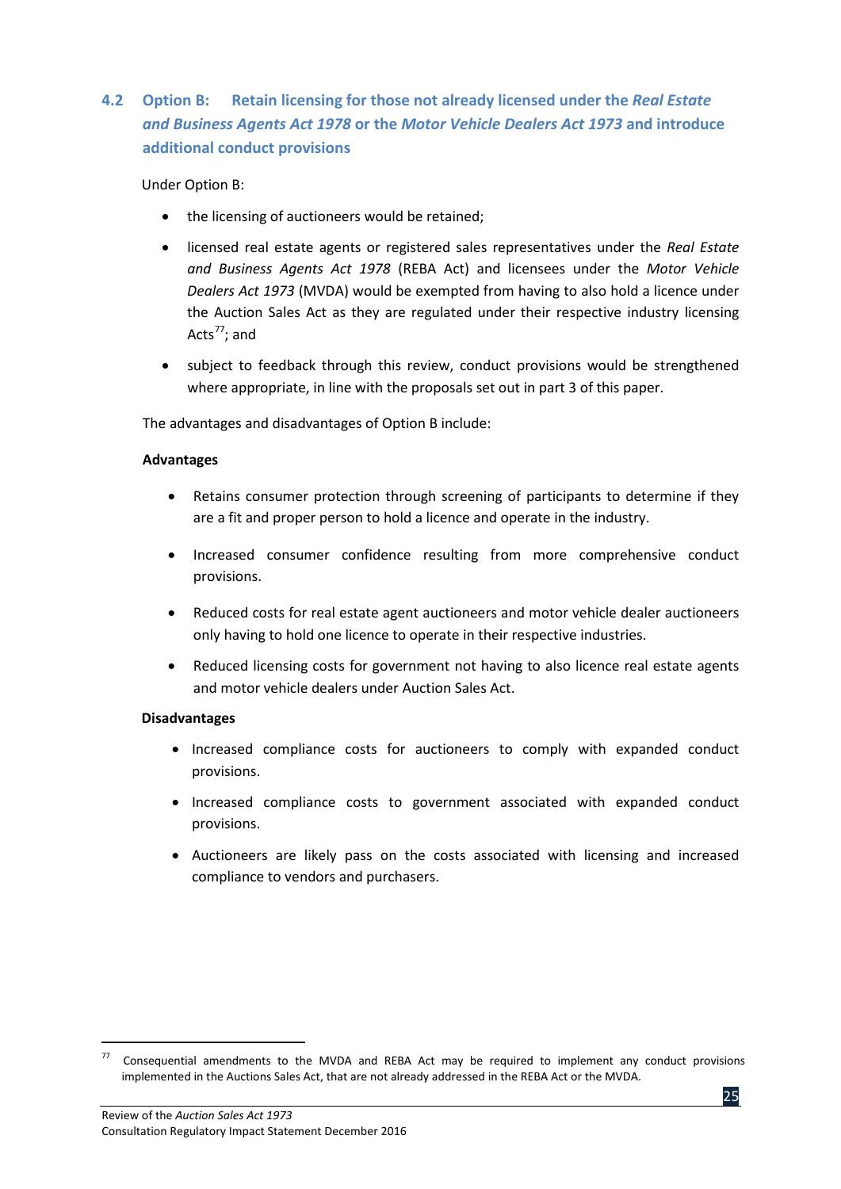## 4.2 Option B: Retain licensing for those not already licensed under the *Real Estate and Business Agents Act 1978* or the *Motor Vehicle Dealers Act 1973* and introduce additional conduct provisions

Under Option B:

- the licensing of auctioneers would be retained;
- licensed real estate agents or registered sales representatives under the *Real Estate and Business Agents Act 1978* (REBA Act) and licensees under the *Motor Vehicle Dealers Act 1973* (MVDA) would be exempted from having to also hold a licence under the Auction Sales Act as they are regulated under their respective industry licensing Acts[77]; and
- subject to feedback through this review, conduct provisions would be strengthened where appropriate, in line with the proposals set out in part 3 of this paper.

The advantages and disadvantages of Option B include:

**Advantages**

- Retains consumer protection through screening of participants to determine if they are a fit and proper person to hold a licence and operate in the industry.
- Increased consumer confidence resulting from more comprehensive conduct provisions.
- Reduced costs for real estate agent auctioneers and motor vehicle dealer auctioneers only having to hold one licence to operate in their respective industries.
- Reduced licensing costs for government not having to also licence real estate agents and motor vehicle dealers under Auction Sales Act.

**Disadvantages**

- Increased compliance costs for auctioneers to comply with expanded conduct provisions.
- Increased compliance costs to government associated with expanded conduct provisions.
- Auctioneers are likely pass on the costs associated with licensing and increased compliance to vendors and purchasers.

---

[77] Consequential amendments to the MVDA and REBA Act may be required to implement any conduct provisions implemented in the Auctions Sales Act, that are not already addressed in the REBA Act or the MVDA.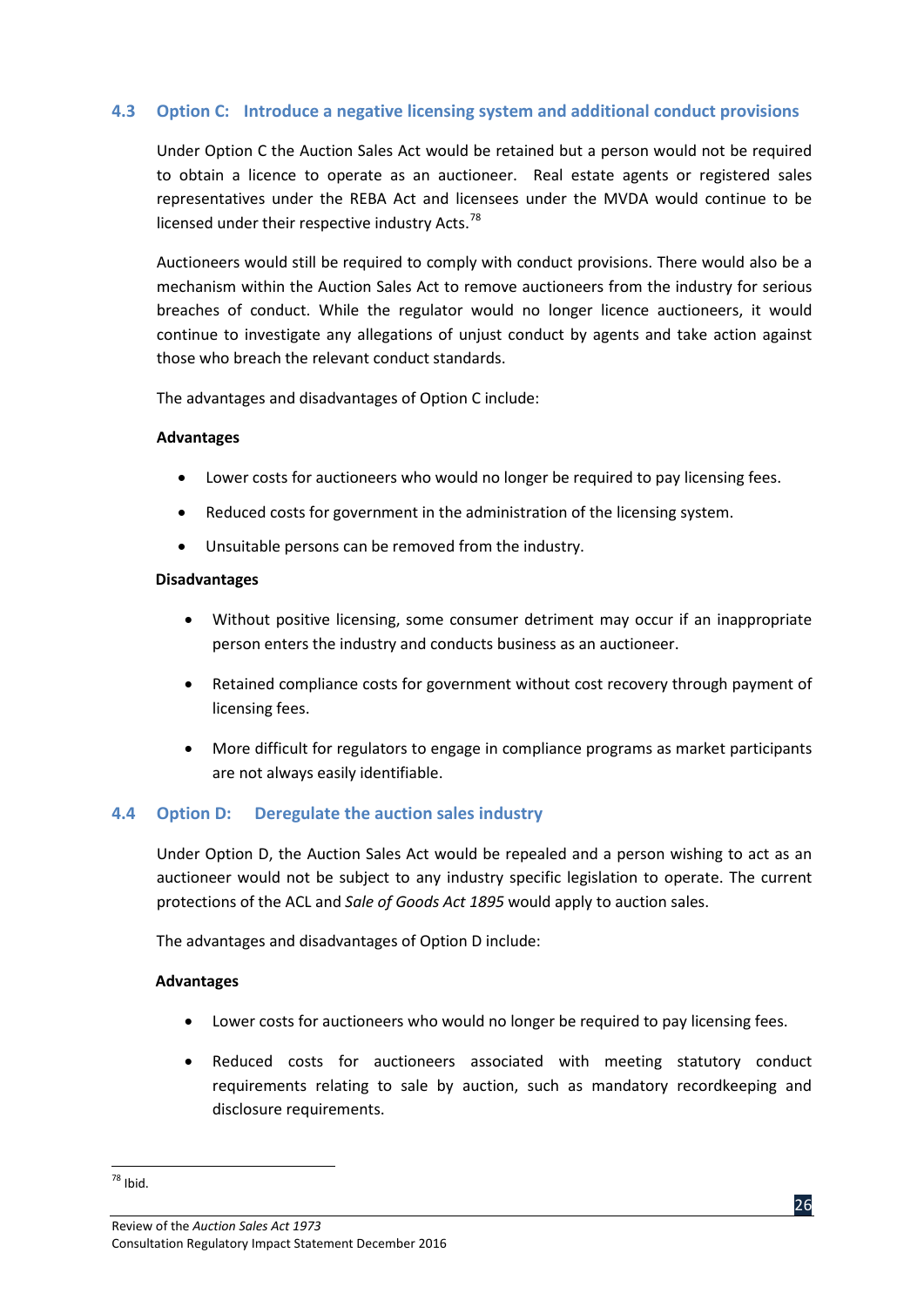### 4.3 Option C: Introduce a negative licensing system and additional conduct provisions

Under Option C the Auction Sales Act would be retained but a person would not be required to obtain a licence to operate as an auctioneer. Real estate agents or registered sales representatives under the REBA Act and licensees under the MVDA would continue to be licensed under their respective industry Acts.[78]

Auctioneers would still be required to comply with conduct provisions. There would also be a mechanism within the Auction Sales Act to remove auctioneers from the industry for serious breaches of conduct. While the regulator would no longer licence auctioneers, it would continue to investigate any allegations of unjust conduct by agents and take action against those who breach the relevant conduct standards.

The advantages and disadvantages of Option C include:

**Advantages**

- Lower costs for auctioneers who would no longer be required to pay licensing fees.
- Reduced costs for government in the administration of the licensing system.
- Unsuitable persons can be removed from the industry.

**Disadvantages**

- Without positive licensing, some consumer detriment may occur if an inappropriate person enters the industry and conducts business as an auctioneer.
- Retained compliance costs for government without cost recovery through payment of licensing fees.
- More difficult for regulators to engage in compliance programs as market participants are not always easily identifiable.

### 4.4 Option D: Deregulate the auction sales industry

Under Option D, the Auction Sales Act would be repealed and a person wishing to act as an auctioneer would not be subject to any industry specific legislation to operate. The current protections of the ACL and *Sale of Goods Act 1895* would apply to auction sales.

The advantages and disadvantages of Option D include:

**Advantages**

- Lower costs for auctioneers who would no longer be required to pay licensing fees.
- Reduced costs for auctioneers associated with meeting statutory conduct requirements relating to sale by auction, such as mandatory recordkeeping and disclosure requirements.

---

[78] Ibid.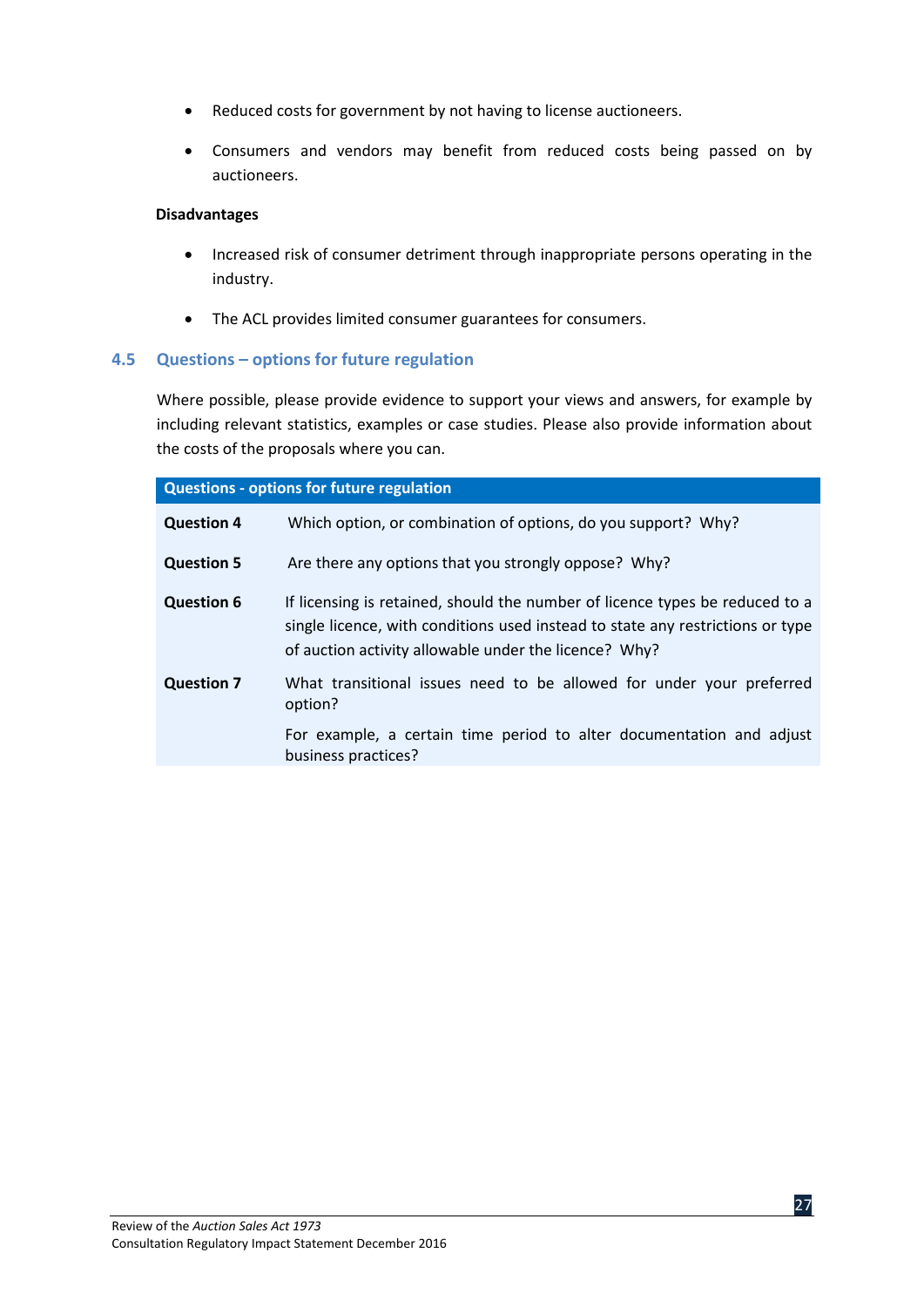- Reduced costs for government by not having to license auctioneers.
- Consumers and vendors may benefit from reduced costs being passed on by auctioneers.

**Disadvantages**

- Increased risk of consumer detriment through inappropriate persons operating in the industry.
- The ACL provides limited consumer guarantees for consumers.

## 4.5 Questions – options for future regulation

Where possible, please provide evidence to support your views and answers, for example by including relevant statistics, examples or case studies. Please also provide information about the costs of the proposals where you can.

| Questions - options for future regulation | |
|---|---|
| **Question 4** | Which option, or combination of options, do you support? Why? |
| **Question 5** | Are there any options that you strongly oppose? Why? |
| **Question 6** | If licensing is retained, should the number of licence types be reduced to a single licence, with conditions used instead to state any restrictions or type of auction activity allowable under the licence? Why? |
| **Question 7** | What transitional issues need to be allowed for under your preferred option?<br><br>For example, a certain time period to alter documentation and adjust business practices? |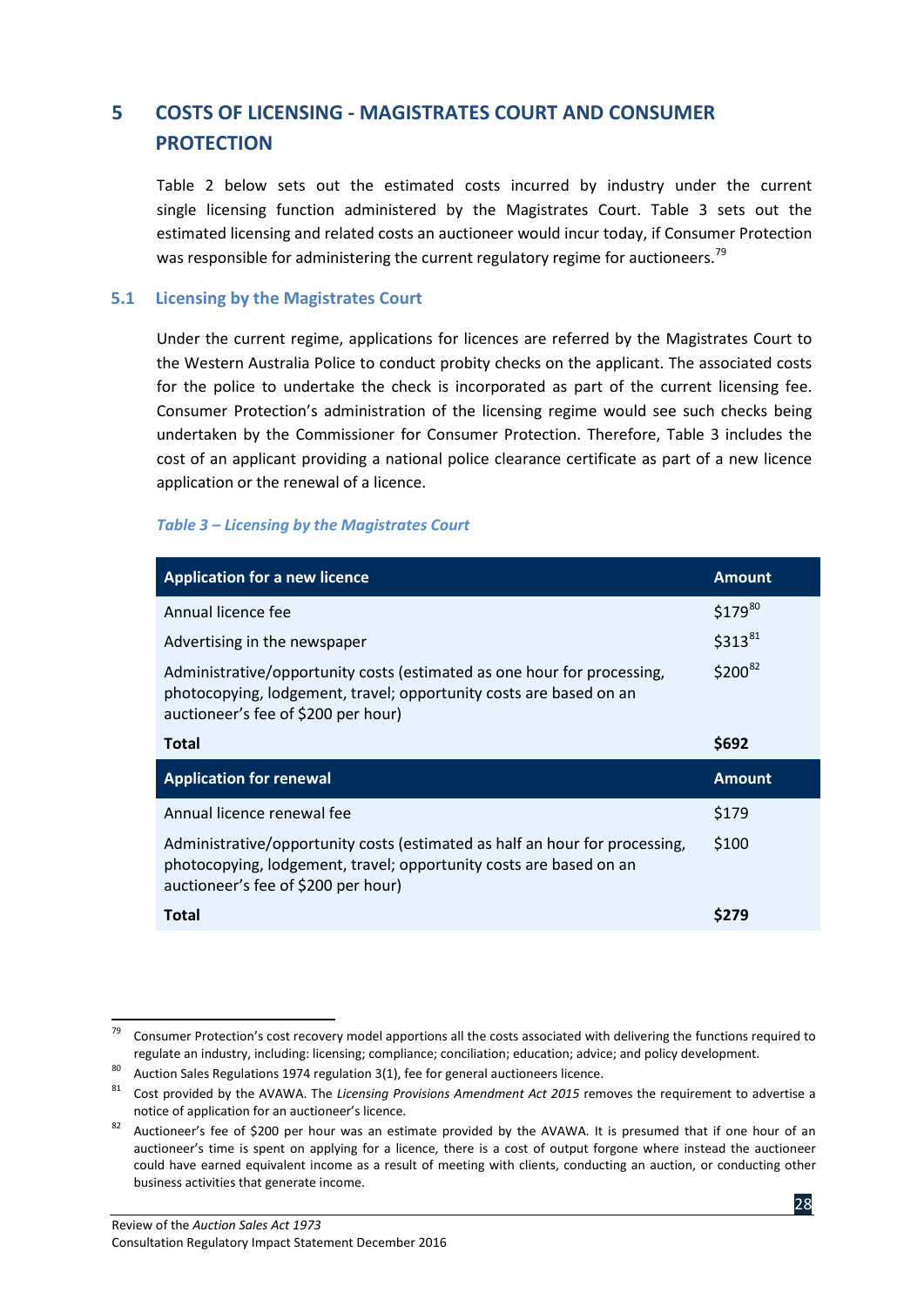# 5 COSTS OF LICENSING - MAGISTRATES COURT AND CONSUMER PROTECTION

Table 2 below sets out the estimated costs incurred by industry under the current single licensing function administered by the Magistrates Court. Table 3 sets out the estimated licensing and related costs an auctioneer would incur today, if Consumer Protection was responsible for administering the current regulatory regime for auctioneers.[79]

## 5.1 Licensing by the Magistrates Court

Under the current regime, applications for licences are referred by the Magistrates Court to the Western Australia Police to conduct probity checks on the applicant. The associated costs for the police to undertake the check is incorporated as part of the current licensing fee. Consumer Protection's administration of the licensing regime would see such checks being undertaken by the Commissioner for Consumer Protection. Therefore, Table 3 includes the cost of an applicant providing a national police clearance certificate as part of a new licence application or the renewal of a licence.

*Table 3 – Licensing by the Magistrates Court*

| Application for a new licence | Amount |
|---|---|
| Annual licence fee | $179[80] |
| Advertising in the newspaper | $313[81] |
| Administrative/opportunity costs (estimated as one hour for processing, photocopying, lodgement, travel; opportunity costs are based on an auctioneer's fee of $200 per hour) | $200[82] |
| **Total** | **$692** |
| **Application for renewal** | **Amount** |
| Annual licence renewal fee | $179 |
| Administrative/opportunity costs (estimated as half an hour for processing, photocopying, lodgement, travel; opportunity costs are based on an auctioneer's fee of $200 per hour) | $100 |
| **Total** | **$279** |

---

[79] Consumer Protection's cost recovery model apportions all the costs associated with delivering the functions required to regulate an industry, including: licensing; compliance; conciliation; education; advice; and policy development.

[80] Auction Sales Regulations 1974 regulation 3(1), fee for general auctioneers licence.

[81] Cost provided by the AVAWA. The *Licensing Provisions Amendment Act 2015* removes the requirement to advertise a notice of application for an auctioneer's licence.

[82] Auctioneer's fee of $200 per hour was an estimate provided by the AVAWA. It is presumed that if one hour of an auctioneer's time is spent on applying for a licence, there is a cost of output forgone where instead the auctioneer could have earned equivalent income as a result of meeting with clients, conducting an auction, or conducting other business activities that generate income.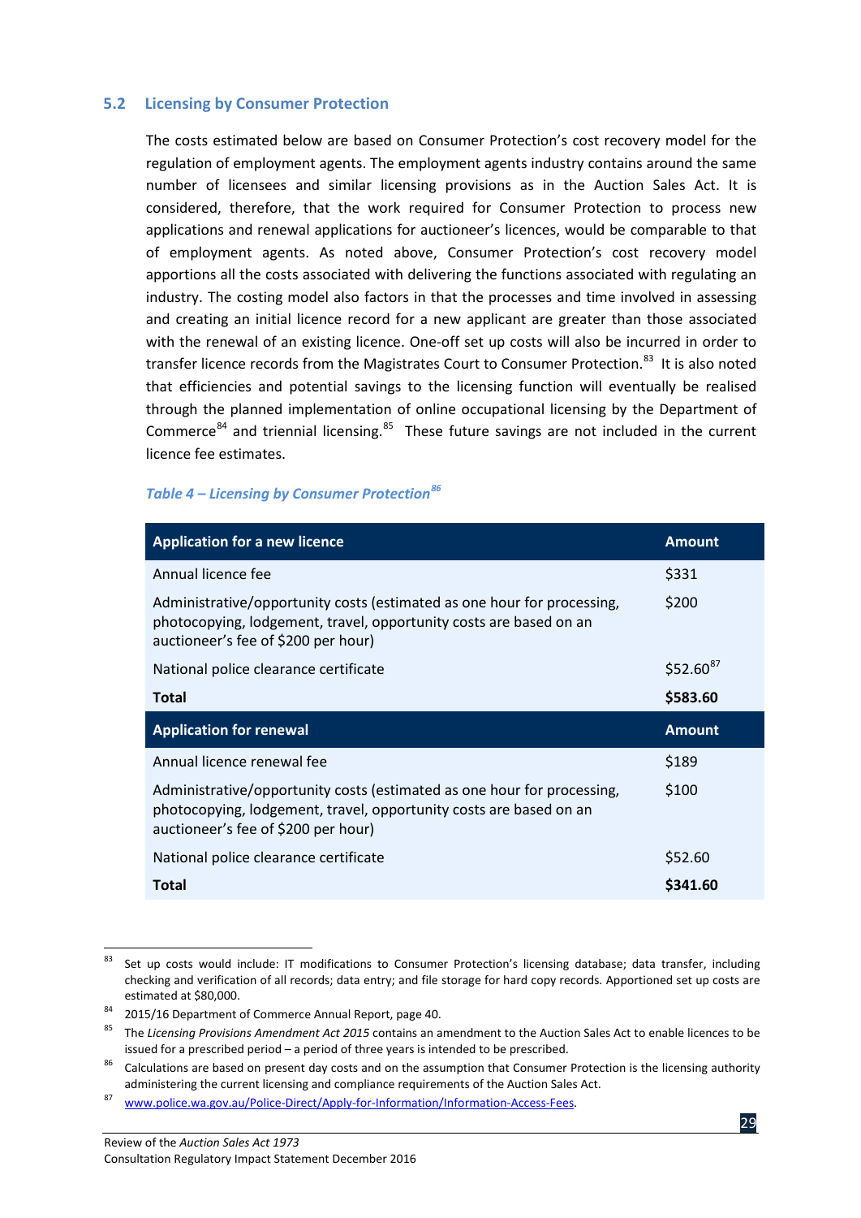## 5.2 Licensing by Consumer Protection

The costs estimated below are based on Consumer Protection's cost recovery model for the regulation of employment agents. The employment agents industry contains around the same number of licensees and similar licensing provisions as in the Auction Sales Act. It is considered, therefore, that the work required for Consumer Protection to process new applications and renewal applications for auctioneer's licences, would be comparable to that of employment agents. As noted above, Consumer Protection's cost recovery model apportions all the costs associated with delivering the functions associated with regulating an industry. The costing model also factors in that the processes and time involved in assessing and creating an initial licence record for a new applicant are greater than those associated with the renewal of an existing licence. One-off set up costs will also be incurred in order to transfer licence records from the Magistrates Court to Consumer Protection.[83] It is also noted that efficiencies and potential savings to the licensing function will eventually be realised through the planned implementation of online occupational licensing by the Department of Commerce[84] and triennial licensing.[85] These future savings are not included in the current licence fee estimates.

***Table 4 – Licensing by Consumer Protection[86]***

| Application for a new licence | Amount |
|---|---|
| Annual licence fee | $331 |
| Administrative/opportunity costs (estimated as one hour for processing, photocopying, lodgement, travel, opportunity costs are based on an auctioneer's fee of $200 per hour) | $200 |
| National police clearance certificate | $52.60[87] |
| **Total** | **$583.60** |
| **Application for renewal** | **Amount** |
| Annual licence renewal fee | $189 |
| Administrative/opportunity costs (estimated as one hour for processing, photocopying, lodgement, travel, opportunity costs are based on an auctioneer's fee of $200 per hour) | $100 |
| National police clearance certificate | $52.60 |
| **Total** | **$341.60** |

---

[83] Set up costs would include: IT modifications to Consumer Protection's licensing database; data transfer, including checking and verification of all records; data entry; and file storage for hard copy records. Apportioned set up costs are estimated at $80,000.

[84] 2015/16 Department of Commerce Annual Report, page 40.

[85] The *Licensing Provisions Amendment Act 2015* contains an amendment to the Auction Sales Act to enable licences to be issued for a prescribed period – a period of three years is intended to be prescribed.

[86] Calculations are based on present day costs and on the assumption that Consumer Protection is the licensing authority administering the current licensing and compliance requirements of the Auction Sales Act.

[87] www.police.wa.gov.au/Police-Direct/Apply-for-Information/Information-Access-Fees.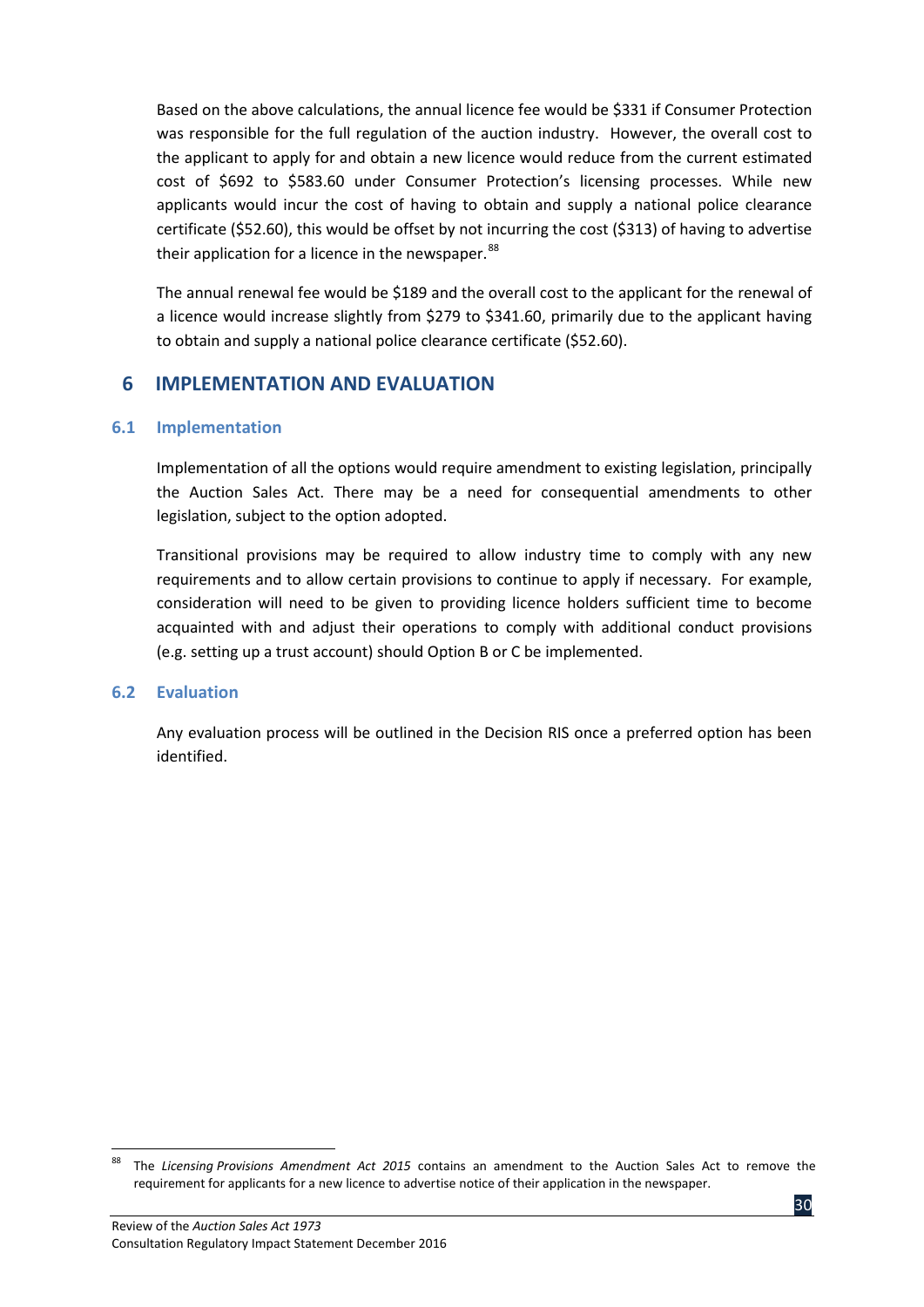Based on the above calculations, the annual licence fee would be $331 if Consumer Protection was responsible for the full regulation of the auction industry. However, the overall cost to the applicant to apply for and obtain a new licence would reduce from the current estimated cost of $692 to $583.60 under Consumer Protection's licensing processes. While new applicants would incur the cost of having to obtain and supply a national police clearance certificate ($52.60), this would be offset by not incurring the cost ($313) of having to advertise their application for a licence in the newspaper.[88]

The annual renewal fee would be $189 and the overall cost to the applicant for the renewal of a licence would increase slightly from $279 to $341.60, primarily due to the applicant having to obtain and supply a national police clearance certificate ($52.60).

# 6 IMPLEMENTATION AND EVALUATION

## 6.1 Implementation

Implementation of all the options would require amendment to existing legislation, principally the Auction Sales Act. There may be a need for consequential amendments to other legislation, subject to the option adopted.

Transitional provisions may be required to allow industry time to comply with any new requirements and to allow certain provisions to continue to apply if necessary. For example, consideration will need to be given to providing licence holders sufficient time to become acquainted with and adjust their operations to comply with additional conduct provisions (e.g. setting up a trust account) should Option B or C be implemented.

## 6.2 Evaluation

Any evaluation process will be outlined in the Decision RIS once a preferred option has been identified.

---

[88] The *Licensing Provisions Amendment Act 2015* contains an amendment to the Auction Sales Act to remove the requirement for applicants for a new licence to advertise notice of their application in the newspaper.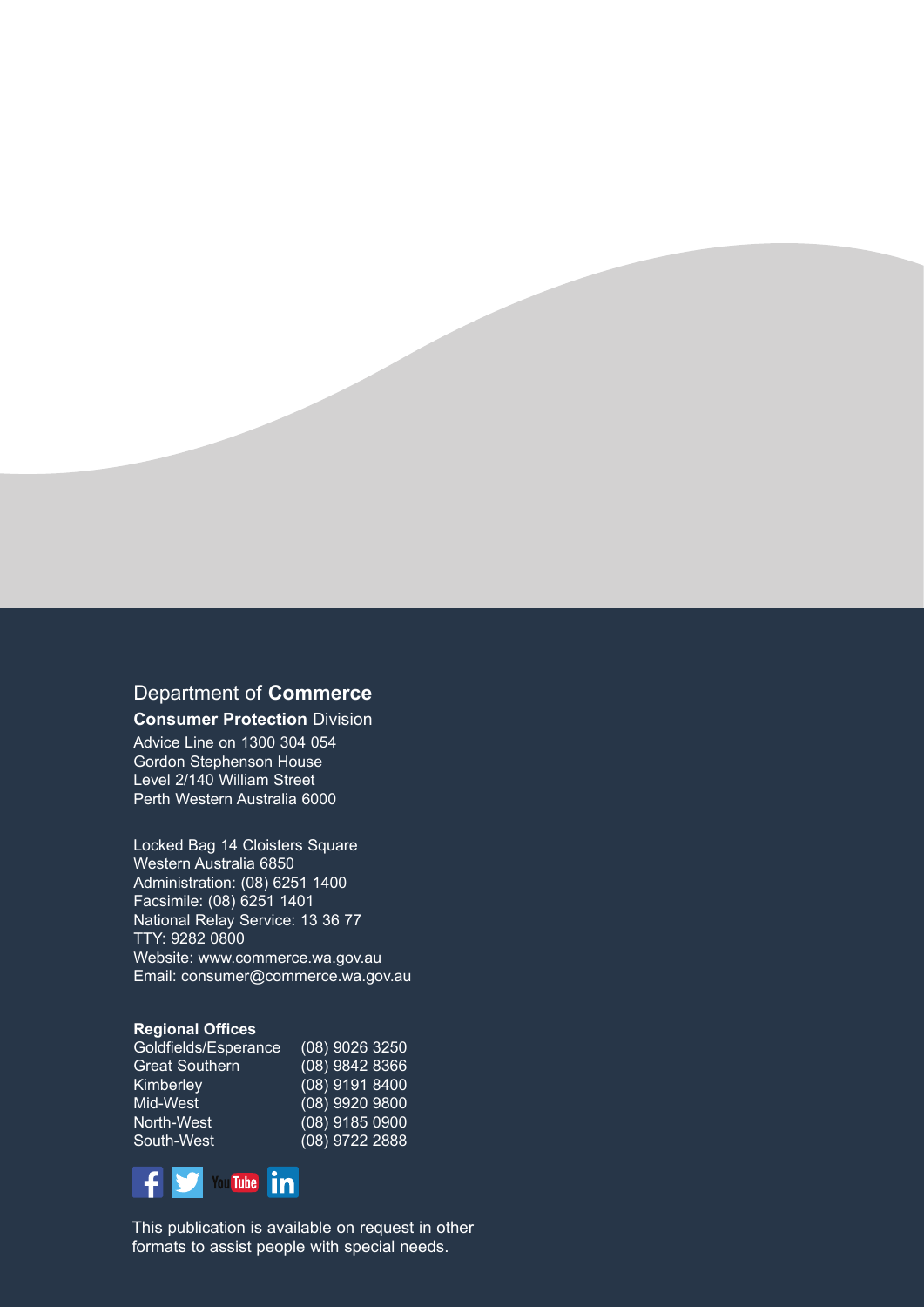Department of **Commerce**

**Consumer Protection** Division

Advice Line on 1300 304 054
Gordon Stephenson House
Level 2/140 William Street
Perth Western Australia 6000

Locked Bag 14 Cloisters Square
Western Australia 6850
Administration: (08) 6251 1400
Facsimile: (08) 6251 1401
National Relay Service: 13 36 77
TTY: 9282 0800
Website: www.commerce.wa.gov.au
Email: consumer@commerce.wa.gov.au

**Regional Offices**

| | |
|---|---|
| Goldfields/Esperance | (08) 9026 3250 |
| Great Southern | (08) 9842 8366 |
| Kimberley | (08) 9191 8400 |
| Mid-West | (08) 9920 9800 |
| North-West | (08) 9185 0900 |
| South-West | (08) 9722 2888 |

This publication is available on request in other formats to assist people with special needs.